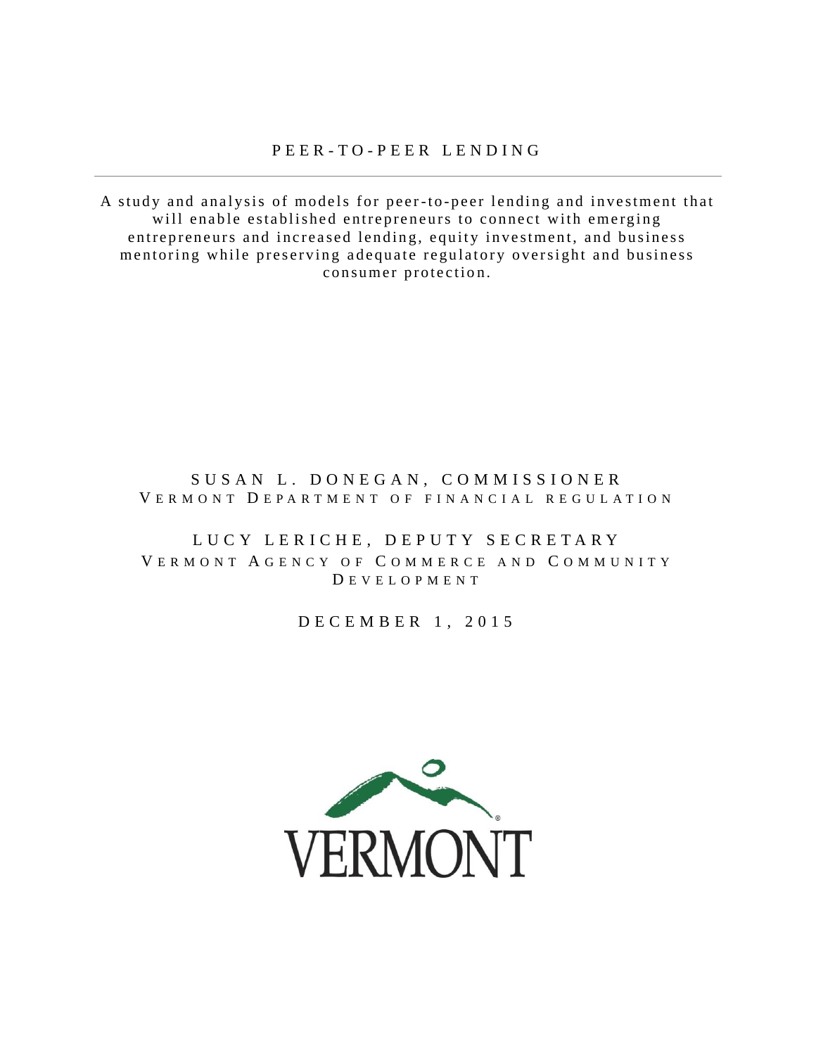# PEER-TO-PEER LENDING

A study and analysis of models for peer-to-peer lending and investment that will enable established entrepreneurs to connect with emerging entrepreneurs and increased lending, equity investment, and business mentoring while preserving adequate regulatory oversight and business consumer protection.

SUSAN L. DONEGAN, COMMISSIONER
VERMONT DEPARTMENT OF FINANCIAL REGULATION

LUCY LERICHE, DEPUTY SECRETARY
VERMONT AGENCY OF COMMERCE AND COMMUNITY DEVELOPMENT

DECEMBER 1, 2015

VERMONT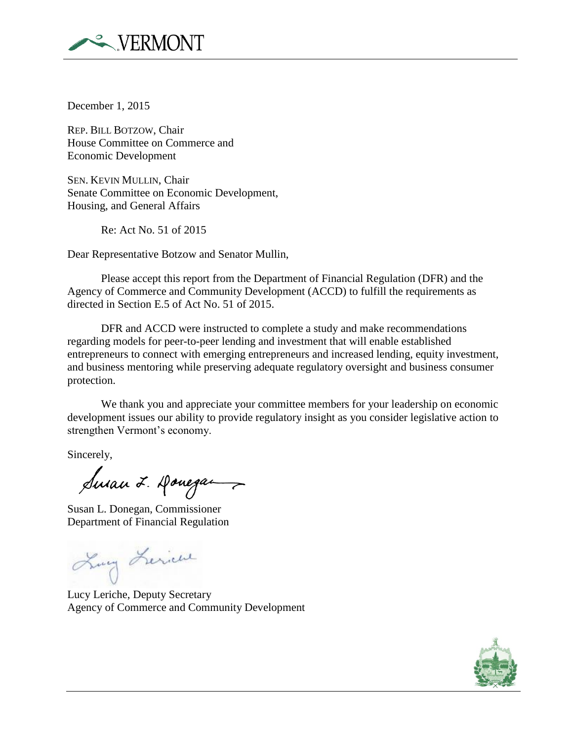December 1, 2015

REP. BILL BOTZOW, Chair
House Committee on Commerce and
Economic Development

SEN. KEVIN MULLIN, Chair
Senate Committee on Economic Development,
Housing, and General Affairs

Re: Act No. 51 of 2015

Dear Representative Botzow and Senator Mullin,

Please accept this report from the Department of Financial Regulation (DFR) and the Agency of Commerce and Community Development (ACCD) to fulfill the requirements as directed in Section E.5 of Act No. 51 of 2015.

DFR and ACCD were instructed to complete a study and make recommendations regarding models for peer-to-peer lending and investment that will enable established entrepreneurs to connect with emerging entrepreneurs and increased lending, equity investment, and business mentoring while preserving adequate regulatory oversight and business consumer protection.

We thank you and appreciate your committee members for your leadership on economic development issues our ability to provide regulatory insight as you consider legislative action to strengthen Vermont's economy.

Sincerely,

Susan L. Donegan, Commissioner
Department of Financial Regulation

Lucy Leriche, Deputy Secretary
Agency of Commerce and Community Development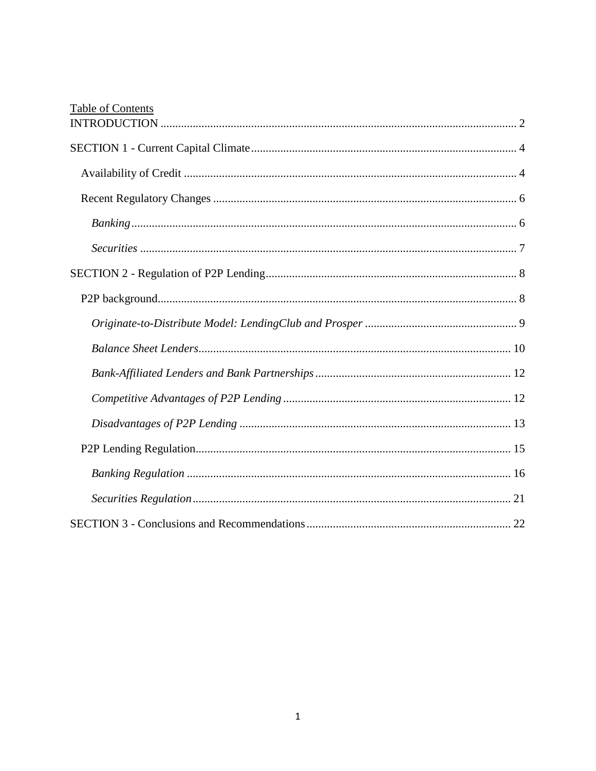Table of Contents

INTRODUCTION ..... 2

SECTION 1 - Current Capital Climate ..... 4

- Availability of Credit ..... 4
- Recent Regulatory Changes ..... 6
  - *Banking* ..... 6
  - *Securities* ..... 7

SECTION 2 - Regulation of P2P Lending ..... 8

- P2P background ..... 8
  - *Originate-to-Distribute Model: LendingClub and Prosper* ..... 9
  - *Balance Sheet Lenders* ..... 10
  - *Bank-Affiliated Lenders and Bank Partnerships* ..... 12
  - *Competitive Advantages of P2P Lending* ..... 12
  - *Disadvantages of P2P Lending* ..... 13
- P2P Lending Regulation ..... 15
  - *Banking Regulation* ..... 16
  - *Securities Regulation* ..... 21

SECTION 3 - Conclusions and Recommendations ..... 22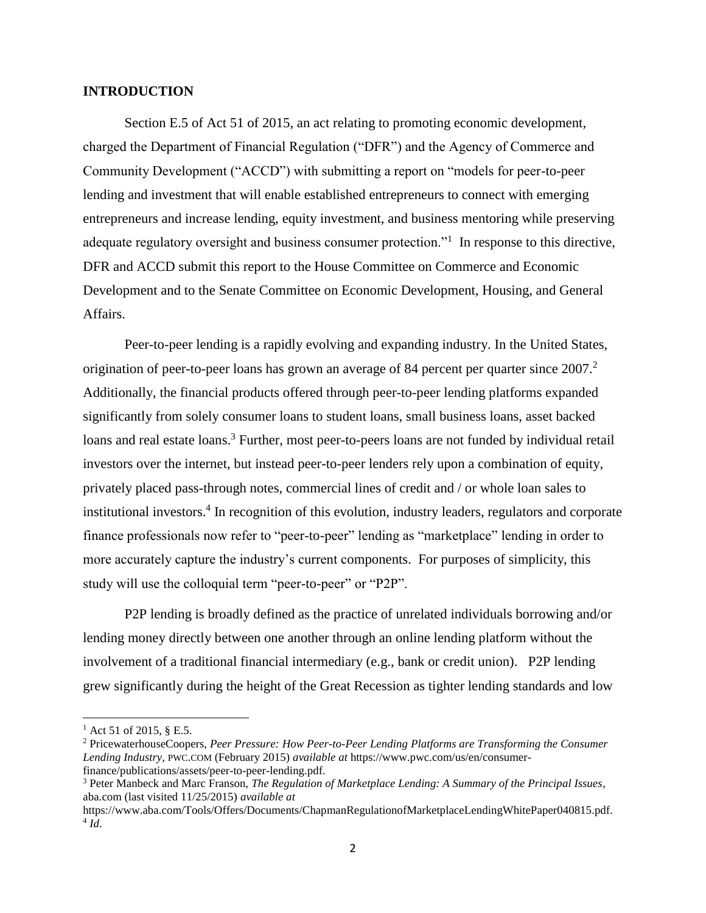## INTRODUCTION

Section E.5 of Act 51 of 2015, an act relating to promoting economic development, charged the Department of Financial Regulation ("DFR") and the Agency of Commerce and Community Development ("ACCD") with submitting a report on "models for peer-to-peer lending and investment that will enable established entrepreneurs to connect with emerging entrepreneurs and increase lending, equity investment, and business mentoring while preserving adequate regulatory oversight and business consumer protection."[1] In response to this directive, DFR and ACCD submit this report to the House Committee on Commerce and Economic Development and to the Senate Committee on Economic Development, Housing, and General Affairs.

Peer-to-peer lending is a rapidly evolving and expanding industry. In the United States, origination of peer-to-peer loans has grown an average of 84 percent per quarter since 2007.[2] Additionally, the financial products offered through peer-to-peer lending platforms expanded significantly from solely consumer loans to student loans, small business loans, asset backed loans and real estate loans.[3] Further, most peer-to-peers loans are not funded by individual retail investors over the internet, but instead peer-to-peer lenders rely upon a combination of equity, privately placed pass-through notes, commercial lines of credit and / or whole loan sales to institutional investors.[4] In recognition of this evolution, industry leaders, regulators and corporate finance professionals now refer to "peer-to-peer" lending as "marketplace" lending in order to more accurately capture the industry's current components. For purposes of simplicity, this study will use the colloquial term "peer-to-peer" or "P2P".

P2P lending is broadly defined as the practice of unrelated individuals borrowing and/or lending money directly between one another through an online lending platform without the involvement of a traditional financial intermediary (e.g., bank or credit union). P2P lending grew significantly during the height of the Great Recession as tighter lending standards and low

---

[1] Act 51 of 2015, § E.5.

[2] PricewaterhouseCoopers, *Peer Pressure: How Peer-to-Peer Lending Platforms are Transforming the Consumer Lending Industry*, PWC.COM (February 2015) *available at* https://www.pwc.com/us/en/consumer-finance/publications/assets/peer-to-peer-lending.pdf.

[3] Peter Manbeck and Marc Franson, *The Regulation of Marketplace Lending: A Summary of the Principal Issues*, aba.com (last visited 11/25/2015) *available at* https://www.aba.com/Tools/Offers/Documents/ChapmanRegulationofMarketplaceLendingWhitePaper040815.pdf.

[4] *Id*.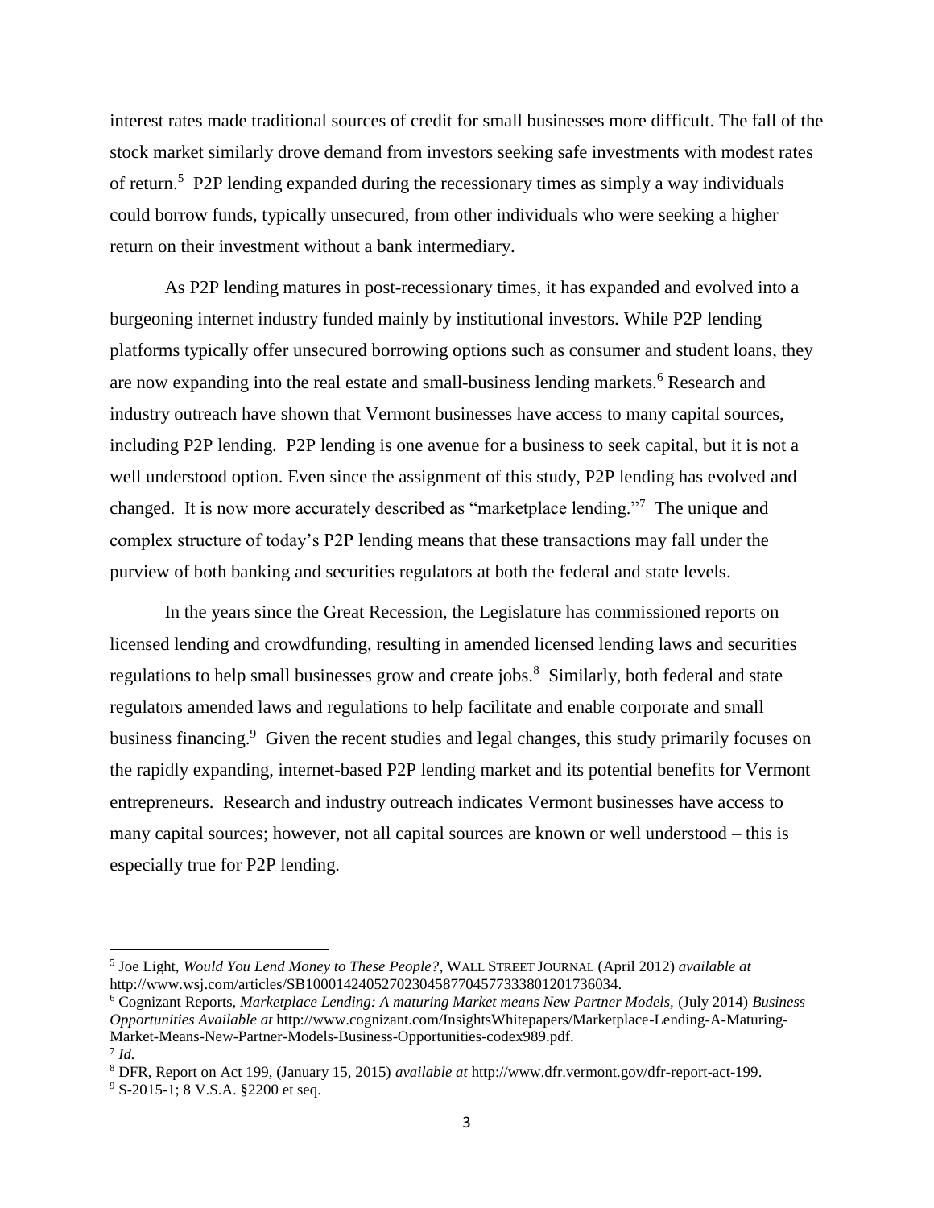interest rates made traditional sources of credit for small businesses more difficult. The fall of the stock market similarly drove demand from investors seeking safe investments with modest rates of return.[5] P2P lending expanded during the recessionary times as simply a way individuals could borrow funds, typically unsecured, from other individuals who were seeking a higher return on their investment without a bank intermediary.

As P2P lending matures in post-recessionary times, it has expanded and evolved into a burgeoning internet industry funded mainly by institutional investors. While P2P lending platforms typically offer unsecured borrowing options such as consumer and student loans, they are now expanding into the real estate and small-business lending markets.[6] Research and industry outreach have shown that Vermont businesses have access to many capital sources, including P2P lending. P2P lending is one avenue for a business to seek capital, but it is not a well understood option. Even since the assignment of this study, P2P lending has evolved and changed. It is now more accurately described as "marketplace lending."[7] The unique and complex structure of today's P2P lending means that these transactions may fall under the purview of both banking and securities regulators at both the federal and state levels.

In the years since the Great Recession, the Legislature has commissioned reports on licensed lending and crowdfunding, resulting in amended licensed lending laws and securities regulations to help small businesses grow and create jobs.[8] Similarly, both federal and state regulators amended laws and regulations to help facilitate and enable corporate and small business financing.[9] Given the recent studies and legal changes, this study primarily focuses on the rapidly expanding, internet-based P2P lending market and its potential benefits for Vermont entrepreneurs. Research and industry outreach indicates Vermont businesses have access to many capital sources; however, not all capital sources are known or well understood – this is especially true for P2P lending.

---

[5] Joe Light, *Would You Lend Money to These People?*, WALL STREET JOURNAL (April 2012) *available at* http://www.wsj.com/articles/SB10001424052702304587704577333801201736034.

[6] Cognizant Reports, *Marketplace Lending: A maturing Market means New Partner Models,* (July 2014) *Business Opportunities Available at* http://www.cognizant.com/InsightsWhitepapers/Marketplace-Lending-A-Maturing-Market-Means-New-Partner-Models-Business-Opportunities-codex989.pdf.

[7] *Id.*

[8] DFR, Report on Act 199, (January 15, 2015) *available at* http://www.dfr.vermont.gov/dfr-report-act-199.

[9] S-2015-1; 8 V.S.A. §2200 et seq.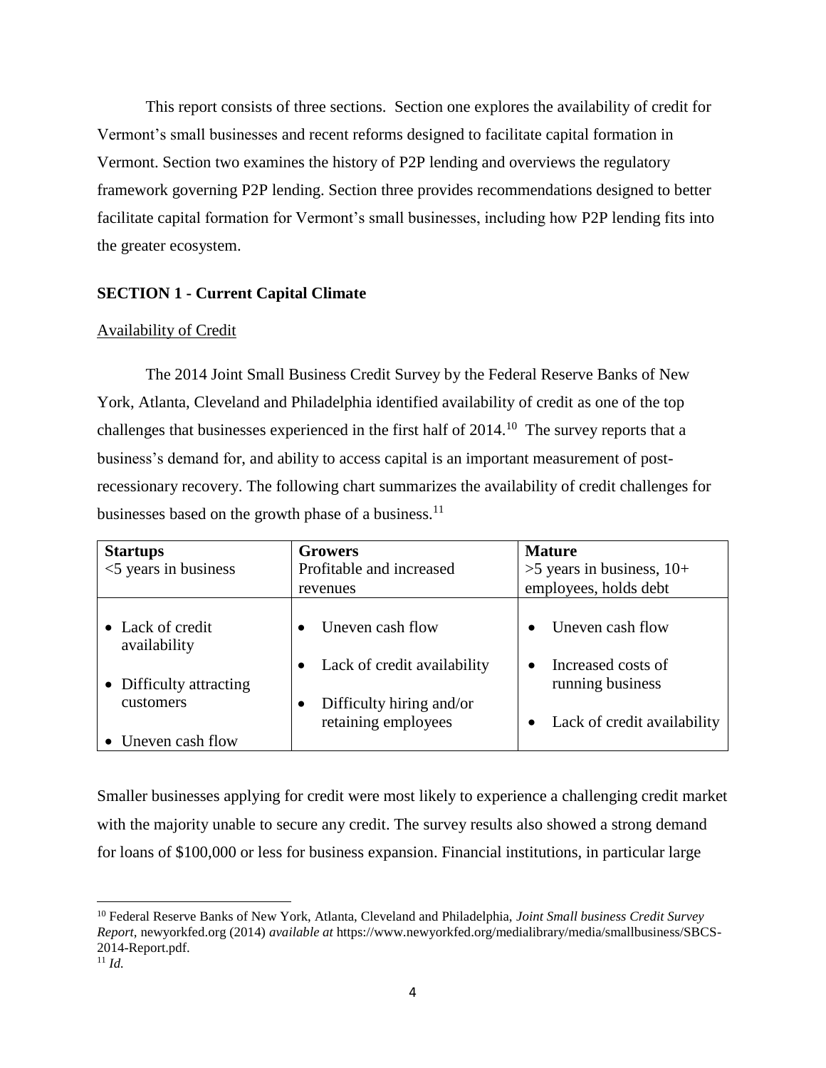This report consists of three sections. Section one explores the availability of credit for Vermont's small businesses and recent reforms designed to facilitate capital formation in Vermont. Section two examines the history of P2P lending and overviews the regulatory framework governing P2P lending. Section three provides recommendations designed to better facilitate capital formation for Vermont's small businesses, including how P2P lending fits into the greater ecosystem.

## SECTION 1 - Current Capital Climate

### Availability of Credit

The 2014 Joint Small Business Credit Survey by the Federal Reserve Banks of New York, Atlanta, Cleveland and Philadelphia identified availability of credit as one of the top challenges that businesses experienced in the first half of 2014.[10] The survey reports that a business's demand for, and ability to access capital is an important measurement of post-recessionary recovery. The following chart summarizes the availability of credit challenges for businesses based on the growth phase of a business.[11]

| **Startups**<br><5 years in business | **Growers**<br>Profitable and increased revenues | **Mature**<br>>5 years in business, 10+ employees, holds debt |
|---|---|---|
| • Lack of credit availability<br>• Difficulty attracting customers<br>• Uneven cash flow | • Uneven cash flow<br>• Lack of credit availability<br>• Difficulty hiring and/or retaining employees | • Uneven cash flow<br>• Increased costs of running business<br>• Lack of credit availability |

Smaller businesses applying for credit were most likely to experience a challenging credit market with the majority unable to secure any credit. The survey results also showed a strong demand for loans of $100,000 or less for business expansion. Financial institutions, in particular large

---

[10] Federal Reserve Banks of New York, Atlanta, Cleveland and Philadelphia, *Joint Small business Credit Survey Report*, newyorkfed.org (2014) *available at* https://www.newyorkfed.org/medialibrary/media/smallbusiness/SBCS-2014-Report.pdf.

[11] *Id.*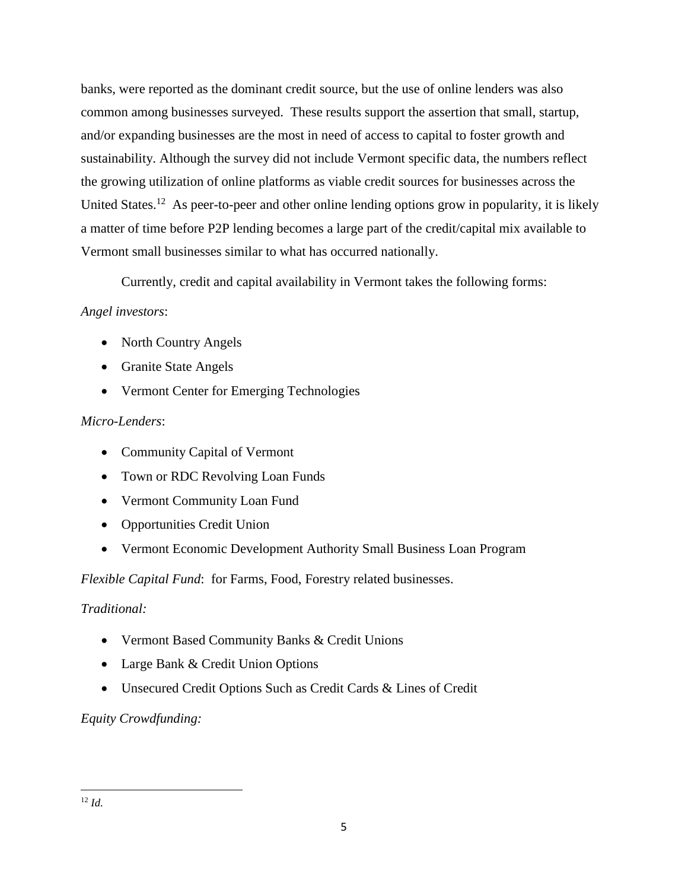banks, were reported as the dominant credit source, but the use of online lenders was also common among businesses surveyed. These results support the assertion that small, startup, and/or expanding businesses are the most in need of access to capital to foster growth and sustainability. Although the survey did not include Vermont specific data, the numbers reflect the growing utilization of online platforms as viable credit sources for businesses across the United States.[12] As peer-to-peer and other online lending options grow in popularity, it is likely a matter of time before P2P lending becomes a large part of the credit/capital mix available to Vermont small businesses similar to what has occurred nationally.

Currently, credit and capital availability in Vermont takes the following forms:

*Angel investors*:

- North Country Angels
- Granite State Angels
- Vermont Center for Emerging Technologies

*Micro-Lenders*:

- Community Capital of Vermont
- Town or RDC Revolving Loan Funds
- Vermont Community Loan Fund
- Opportunities Credit Union
- Vermont Economic Development Authority Small Business Loan Program

*Flexible Capital Fund*: for Farms, Food, Forestry related businesses.

*Traditional:*

- Vermont Based Community Banks & Credit Unions
- Large Bank & Credit Union Options
- Unsecured Credit Options Such as Credit Cards & Lines of Credit

*Equity Crowdfunding:*

---

[12] *Id.*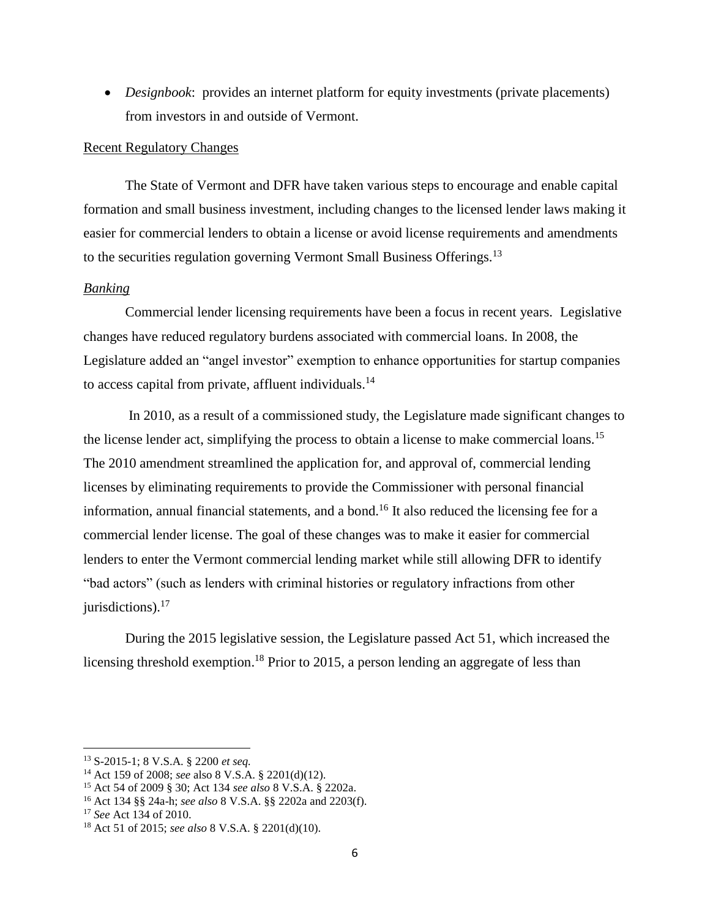- *Designbook*: provides an internet platform for equity investments (private placements) from investors in and outside of Vermont.

Recent Regulatory Changes

The State of Vermont and DFR have taken various steps to encourage and enable capital formation and small business investment, including changes to the licensed lender laws making it easier for commercial lenders to obtain a license or avoid license requirements and amendments to the securities regulation governing Vermont Small Business Offerings.[13]

*Banking*

Commercial lender licensing requirements have been a focus in recent years. Legislative changes have reduced regulatory burdens associated with commercial loans. In 2008, the Legislature added an "angel investor" exemption to enhance opportunities for startup companies to access capital from private, affluent individuals.[14]

In 2010, as a result of a commissioned study, the Legislature made significant changes to the license lender act, simplifying the process to obtain a license to make commercial loans.[15] The 2010 amendment streamlined the application for, and approval of, commercial lending licenses by eliminating requirements to provide the Commissioner with personal financial information, annual financial statements, and a bond.[16] It also reduced the licensing fee for a commercial lender license. The goal of these changes was to make it easier for commercial lenders to enter the Vermont commercial lending market while still allowing DFR to identify "bad actors" (such as lenders with criminal histories or regulatory infractions from other jurisdictions).[17]

During the 2015 legislative session, the Legislature passed Act 51, which increased the licensing threshold exemption.[18] Prior to 2015, a person lending an aggregate of less than

---

[13] S-2015-1; 8 V.S.A. § 2200 *et seq.*

[14] Act 159 of 2008; *see* also 8 V.S.A. § 2201(d)(12).

[15] Act 54 of 2009 § 30; Act 134 *see also* 8 V.S.A. § 2202a.

[16] Act 134 §§ 24a-h; *see also* 8 V.S.A. §§ 2202a and 2203(f).

[17] *See* Act 134 of 2010.

[18] Act 51 of 2015; *see also* 8 V.S.A. § 2201(d)(10).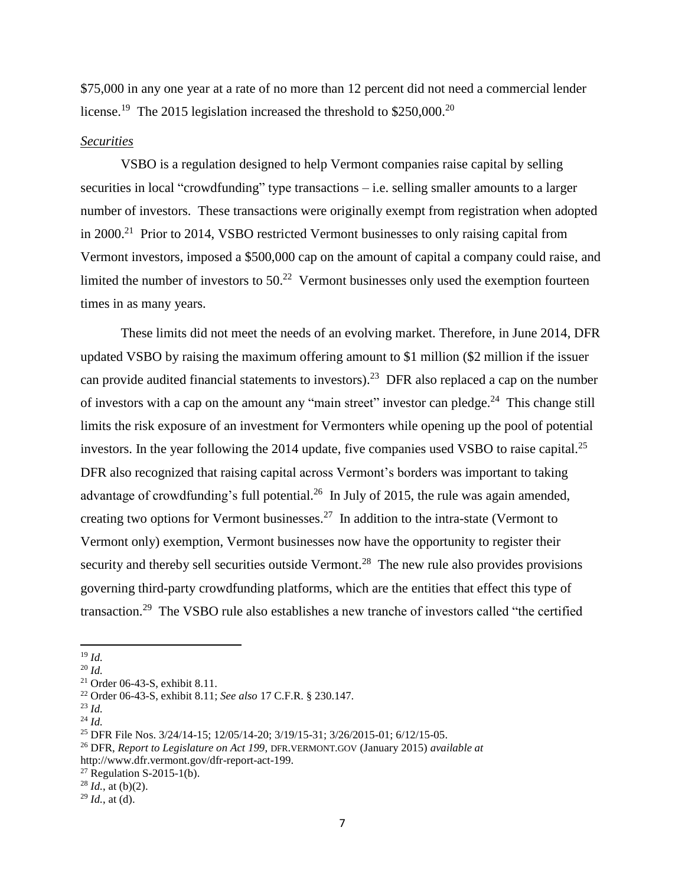$75,000 in any one year at a rate of no more than 12 percent did not need a commercial lender license.[19] The 2015 legislation increased the threshold to $250,000.[20]

*Securities*

VSBO is a regulation designed to help Vermont companies raise capital by selling securities in local "crowdfunding" type transactions – i.e. selling smaller amounts to a larger number of investors. These transactions were originally exempt from registration when adopted in 2000.[21] Prior to 2014, VSBO restricted Vermont businesses to only raising capital from Vermont investors, imposed a $500,000 cap on the amount of capital a company could raise, and limited the number of investors to 50.[22] Vermont businesses only used the exemption fourteen times in as many years.

These limits did not meet the needs of an evolving market. Therefore, in June 2014, DFR updated VSBO by raising the maximum offering amount to $1 million ($2 million if the issuer can provide audited financial statements to investors).[23] DFR also replaced a cap on the number of investors with a cap on the amount any "main street" investor can pledge.[24] This change still limits the risk exposure of an investment for Vermonters while opening up the pool of potential investors. In the year following the 2014 update, five companies used VSBO to raise capital.[25] DFR also recognized that raising capital across Vermont's borders was important to taking advantage of crowdfunding's full potential.[26] In July of 2015, the rule was again amended, creating two options for Vermont businesses.[27] In addition to the intra-state (Vermont to Vermont only) exemption, Vermont businesses now have the opportunity to register their security and thereby sell securities outside Vermont.[28] The new rule also provides provisions governing third-party crowdfunding platforms, which are the entities that effect this type of transaction.[29] The VSBO rule also establishes a new tranche of investors called "the certified

---

[19] *Id.*

[20] *Id.*

[21] Order 06-43-S, exhibit 8.11.

[22] Order 06-43-S, exhibit 8.11; *See also* 17 C.F.R. § 230.147.

[23] *Id.*

[24] *Id.*

[25] DFR File Nos. 3/24/14-15; 12/05/14-20; 3/19/15-31; 3/26/2015-01; 6/12/15-05.

[26] DFR, *Report to Legislature on Act 199*, DFR.VERMONT.GOV (January 2015) *available at* http://www.dfr.vermont.gov/dfr-report-act-199.

[27] Regulation S-2015-1(b).

[28] *Id.*, at (b)(2).

[29] *Id.*, at (d).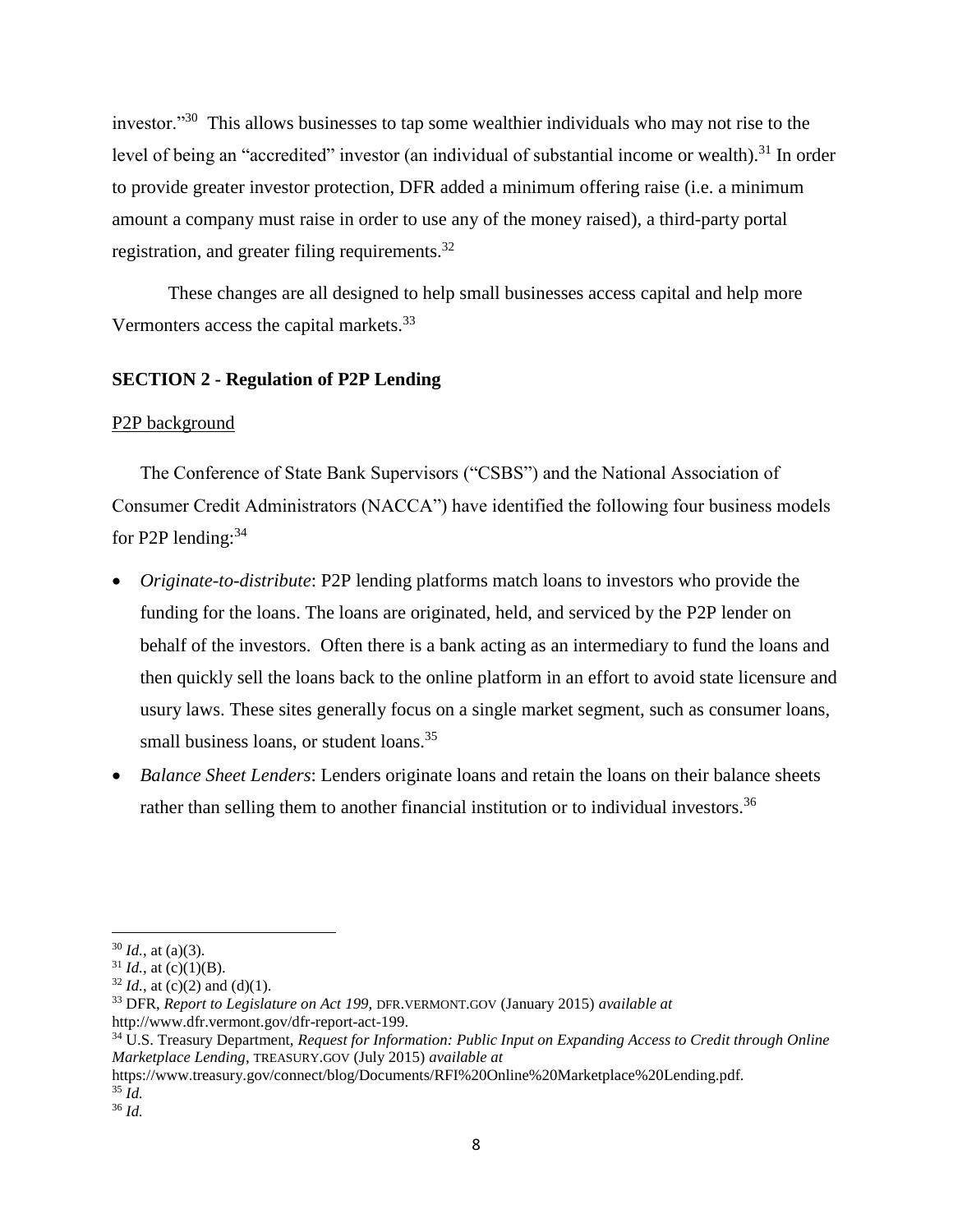investor."[30] This allows businesses to tap some wealthier individuals who may not rise to the level of being an "accredited" investor (an individual of substantial income or wealth).[31] In order to provide greater investor protection, DFR added a minimum offering raise (i.e. a minimum amount a company must raise in order to use any of the money raised), a third-party portal registration, and greater filing requirements.[32]

These changes are all designed to help small businesses access capital and help more Vermonters access the capital markets.[33]

**SECTION 2 - Regulation of P2P Lending**

P2P background

The Conference of State Bank Supervisors ("CSBS") and the National Association of Consumer Credit Administrators (NACCA") have identified the following four business models for P2P lending:[34]

- *Originate-to-distribute*: P2P lending platforms match loans to investors who provide the funding for the loans. The loans are originated, held, and serviced by the P2P lender on behalf of the investors. Often there is a bank acting as an intermediary to fund the loans and then quickly sell the loans back to the online platform in an effort to avoid state licensure and usury laws. These sites generally focus on a single market segment, such as consumer loans, small business loans, or student loans.[35]
- *Balance Sheet Lenders*: Lenders originate loans and retain the loans on their balance sheets rather than selling them to another financial institution or to individual investors.[36]

---

[30] *Id.*, at (a)(3).
[31] *Id.*, at (c)(1)(B).
[32] *Id.*, at (c)(2) and (d)(1).
[33] DFR, *Report to Legislature on Act 199*, DFR.VERMONT.GOV (January 2015) *available at* http://www.dfr.vermont.gov/dfr-report-act-199.
[34] U.S. Treasury Department, *Request for Information: Public Input on Expanding Access to Credit through Online Marketplace Lending*, TREASURY.GOV (July 2015) *available at* https://www.treasury.gov/connect/blog/Documents/RFI%20Online%20Marketplace%20Lending.pdf.
[35] *Id.*
[36] *Id.*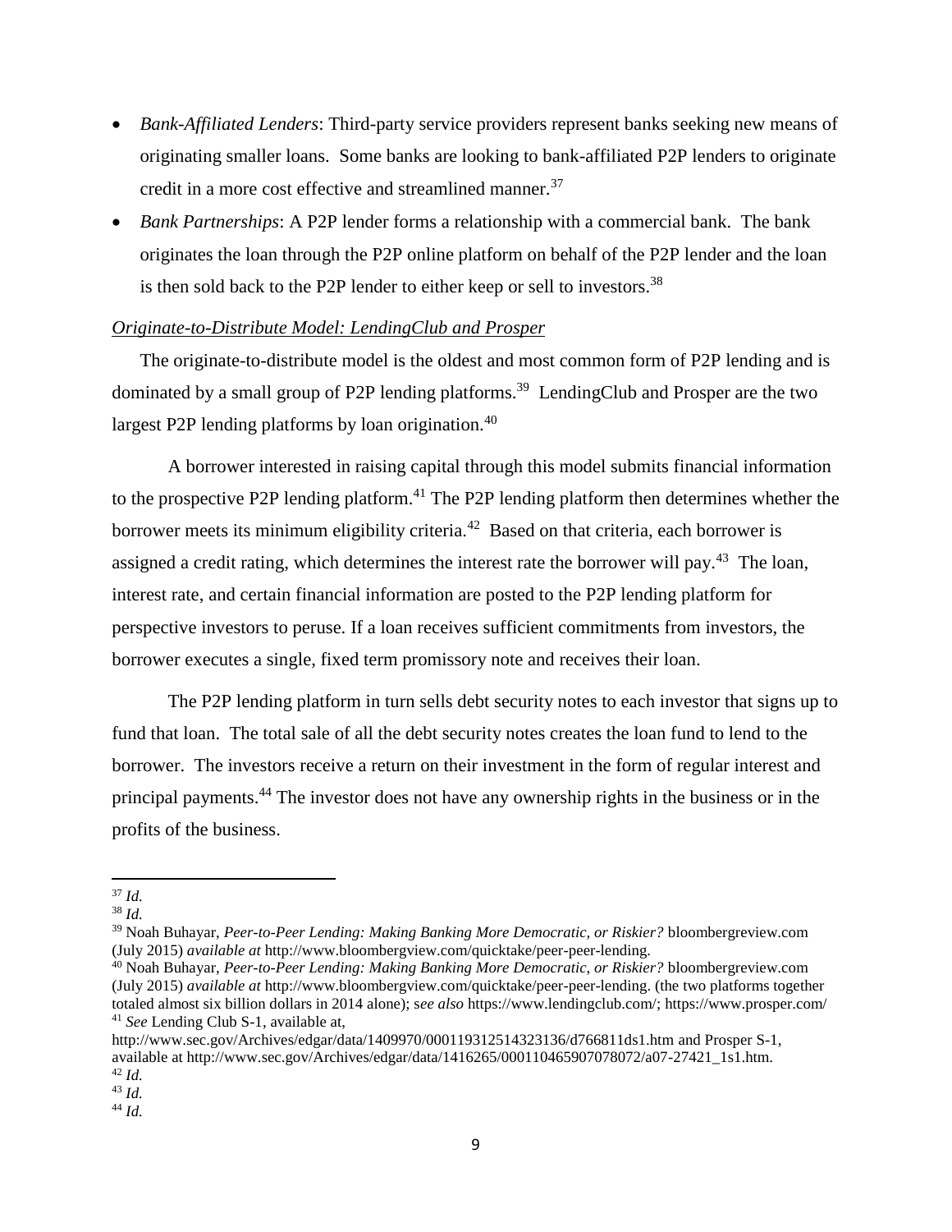- *Bank-Affiliated Lenders*: Third-party service providers represent banks seeking new means of originating smaller loans. Some banks are looking to bank-affiliated P2P lenders to originate credit in a more cost effective and streamlined manner.[37]
- *Bank Partnerships*: A P2P lender forms a relationship with a commercial bank. The bank originates the loan through the P2P online platform on behalf of the P2P lender and the loan is then sold back to the P2P lender to either keep or sell to investors.[38]

*Originate-to-Distribute Model: LendingClub and Prosper*

The originate-to-distribute model is the oldest and most common form of P2P lending and is dominated by a small group of P2P lending platforms.[39] LendingClub and Prosper are the two largest P2P lending platforms by loan origination.[40]

A borrower interested in raising capital through this model submits financial information to the prospective P2P lending platform.[41] The P2P lending platform then determines whether the borrower meets its minimum eligibility criteria.[42] Based on that criteria, each borrower is assigned a credit rating, which determines the interest rate the borrower will pay.[43] The loan, interest rate, and certain financial information are posted to the P2P lending platform for perspective investors to peruse. If a loan receives sufficient commitments from investors, the borrower executes a single, fixed term promissory note and receives their loan.

The P2P lending platform in turn sells debt security notes to each investor that signs up to fund that loan. The total sale of all the debt security notes creates the loan fund to lend to the borrower. The investors receive a return on their investment in the form of regular interest and principal payments.[44] The investor does not have any ownership rights in the business or in the profits of the business.

---

[37] *Id.*

[38] *Id.*

[39] Noah Buhayar, *Peer-to-Peer Lending: Making Banking More Democratic, or Riskier?* bloombergreview.com (July 2015) *available at* http://www.bloombergview.com/quicktake/peer-peer-lending.

[40] Noah Buhayar, *Peer-to-Peer Lending: Making Banking More Democratic, or Riskier?* bloombergreview.com (July 2015) *available at* http://www.bloombergview.com/quicktake/peer-peer-lending. (the two platforms together totaled almost six billion dollars in 2014 alone); s*ee also* https://www.lendingclub.com/; https://www.prosper.com/

[41] *See* Lending Club S-1, available at, http://www.sec.gov/Archives/edgar/data/1409970/000119312514323136/d766811ds1.htm and Prosper S-1, available at http://www.sec.gov/Archives/edgar/data/1416265/000110465907078072/a07-27421_1s1.htm.

[42] *Id.*

[43] *Id.*

[44] *Id.*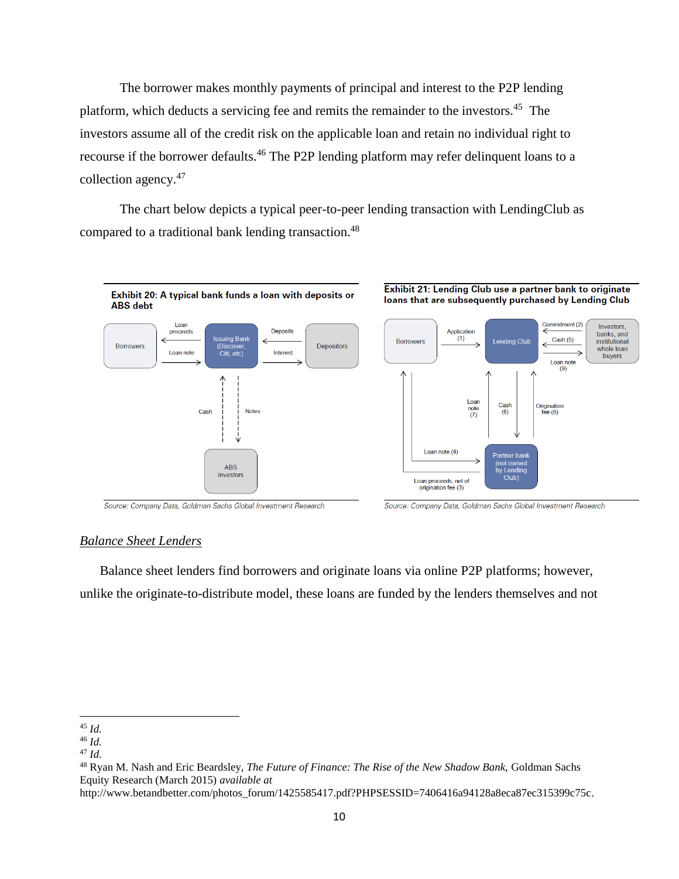The borrower makes monthly payments of principal and interest to the P2P lending platform, which deducts a servicing fee and remits the remainder to the investors.[45] The investors assume all of the credit risk on the applicable loan and retain no individual right to recourse if the borrower defaults.[46] The P2P lending platform may refer delinquent loans to a collection agency.[47]

The chart below depicts a typical peer-to-peer lending transaction with LendingClub as compared to a traditional bank lending transaction.[48]

**Exhibit 20: A typical bank funds a loan with deposits or ABS debt**

Borrowers — Loan proceeds / Loan note — Issuing Bank (Discover, Citi, etc) — Deposits / Interest — Depositors

Issuing Bank — Cash / Notes — ABS investors

Source: Company Data, Goldman Sachs Global Investment Research

**Exhibit 21: Lending Club use a partner bank to originate loans that are subsequently purchased by Lending Club**

Borrowers — Application (1) — Lending Club — Commitment (2) / Cash (5) / Loan note (9) — Investors, banks, and institutional whole loan buyers

Lending Club — Loan note (7) / Cash (6) / Origination fee (8) — Partner bank (not owned by Lending Club)

Borrowers — Loan note (4) / Loan proceeds, net of origination fee (3) — Partner bank

Source: Company Data, Goldman Sachs Global Investment Research

## *Balance Sheet Lenders*

Balance sheet lenders find borrowers and originate loans via online P2P platforms; however, unlike the originate-to-distribute model, these loans are funded by the lenders themselves and not

---

[45] *Id.*

[46] *Id.*

[47] *Id.*

[48] Ryan M. Nash and Eric Beardsley, *The Future of Finance: The Rise of the New Shadow Bank*, Goldman Sachs Equity Research (March 2015) *available at* http://www.betandbetter.com/photos_forum/1425585417.pdf?PHPSESSID=7406416a94128a8eca87ec315399c75c.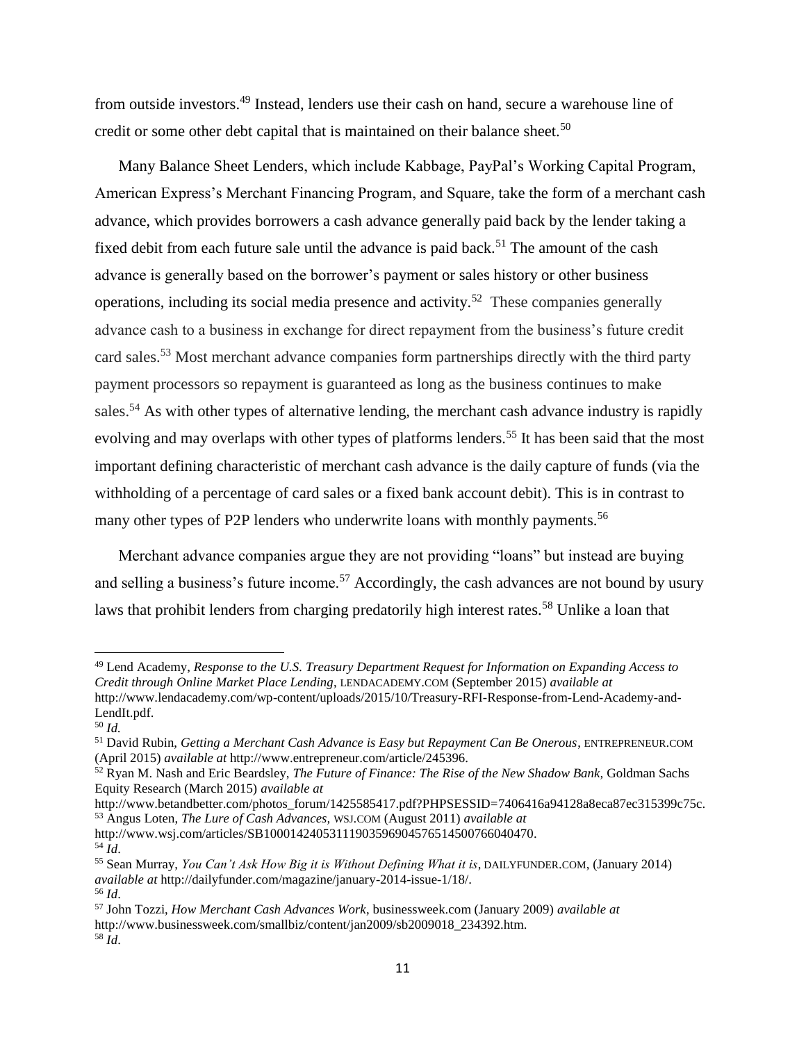from outside investors.[49] Instead, lenders use their cash on hand, secure a warehouse line of credit or some other debt capital that is maintained on their balance sheet.[50]

Many Balance Sheet Lenders, which include Kabbage, PayPal's Working Capital Program, American Express's Merchant Financing Program, and Square, take the form of a merchant cash advance, which provides borrowers a cash advance generally paid back by the lender taking a fixed debit from each future sale until the advance is paid back.[51] The amount of the cash advance is generally based on the borrower's payment or sales history or other business operations, including its social media presence and activity.[52] These companies generally advance cash to a business in exchange for direct repayment from the business's future credit card sales.[53] Most merchant advance companies form partnerships directly with the third party payment processors so repayment is guaranteed as long as the business continues to make sales.[54] As with other types of alternative lending, the merchant cash advance industry is rapidly evolving and may overlaps with other types of platforms lenders.[55] It has been said that the most important defining characteristic of merchant cash advance is the daily capture of funds (via the withholding of a percentage of card sales or a fixed bank account debit). This is in contrast to many other types of P2P lenders who underwrite loans with monthly payments.[56]

Merchant advance companies argue they are not providing "loans" but instead are buying and selling a business's future income.[57] Accordingly, the cash advances are not bound by usury laws that prohibit lenders from charging predatorily high interest rates.[58] Unlike a loan that

---

[49] Lend Academy, *Response to the U.S. Treasury Department Request for Information on Expanding Access to Credit through Online Market Place Lending*, LENDACADEMY.COM (September 2015) *available at* http://www.lendacademy.com/wp-content/uploads/2015/10/Treasury-RFI-Response-from-Lend-Academy-and-LendIt.pdf.

[50] *Id.*

[51] David Rubin, *Getting a Merchant Cash Advance is Easy but Repayment Can Be Onerous*, ENTREPRENEUR.COM (April 2015) *available at* http://www.entrepreneur.com/article/245396.

[52] Ryan M. Nash and Eric Beardsley, *The Future of Finance: The Rise of the New Shadow Bank*, Goldman Sachs Equity Research (March 2015) *available at* http://www.betandbetter.com/photos_forum/1425585417.pdf?PHPSESSID=7406416a94128a8eca87ec315399c75c.

[53] Angus Loten, *The Lure of Cash Advances,* WSJ.COM (August 2011) *available at* http://www.wsj.com/articles/SB10001424053111903596904576514500766040470.

[54] *Id*.

[55] Sean Murray, *You Can't Ask How Big it is Without Defining What it is*, DAILYFUNDER.COM, (January 2014) *available at* http://dailyfunder.com/magazine/january-2014-issue-1/18/.

[56] *Id*.

[57] John Tozzi, *How Merchant Cash Advances Work*, businessweek.com (January 2009) *available at* http://www.businessweek.com/smallbiz/content/jan2009/sb2009018_234392.htm.

[58] *Id*.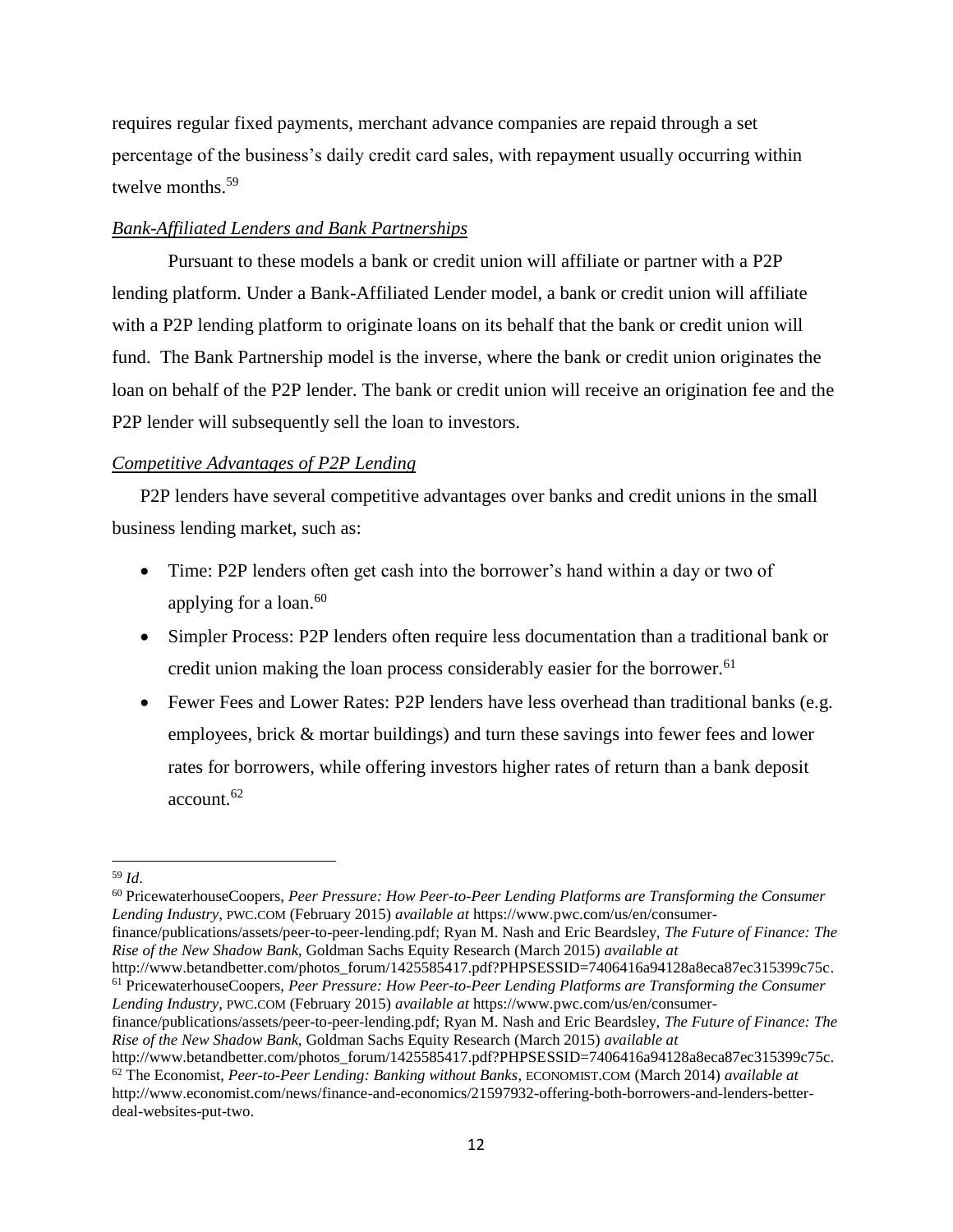requires regular fixed payments, merchant advance companies are repaid through a set percentage of the business's daily credit card sales, with repayment usually occurring within twelve months.[59]

### *Bank-Affiliated Lenders and Bank Partnerships*

Pursuant to these models a bank or credit union will affiliate or partner with a P2P lending platform. Under a Bank-Affiliated Lender model, a bank or credit union will affiliate with a P2P lending platform to originate loans on its behalf that the bank or credit union will fund. The Bank Partnership model is the inverse, where the bank or credit union originates the loan on behalf of the P2P lender. The bank or credit union will receive an origination fee and the P2P lender will subsequently sell the loan to investors.

### *Competitive Advantages of P2P Lending*

P2P lenders have several competitive advantages over banks and credit unions in the small business lending market, such as:

- Time: P2P lenders often get cash into the borrower's hand within a day or two of applying for a loan.[60]
- Simpler Process: P2P lenders often require less documentation than a traditional bank or credit union making the loan process considerably easier for the borrower.[61]
- Fewer Fees and Lower Rates: P2P lenders have less overhead than traditional banks (e.g. employees, brick & mortar buildings) and turn these savings into fewer fees and lower rates for borrowers, while offering investors higher rates of return than a bank deposit account.[62]

---

[59] *Id*.

[60] PricewaterhouseCoopers, *Peer Pressure: How Peer-to-Peer Lending Platforms are Transforming the Consumer Lending Industry*, PWC.COM (February 2015) *available at* https://www.pwc.com/us/en/consumer-finance/publications/assets/peer-to-peer-lending.pdf; Ryan M. Nash and Eric Beardsley, *The Future of Finance: The Rise of the New Shadow Bank*, Goldman Sachs Equity Research (March 2015) *available at* http://www.betandbetter.com/photos_forum/1425585417.pdf?PHPSESSID=7406416a94128a8eca87ec315399c75c.

[61] PricewaterhouseCoopers, *Peer Pressure: How Peer-to-Peer Lending Platforms are Transforming the Consumer Lending Industry*, PWC.COM (February 2015) *available at* https://www.pwc.com/us/en/consumer-finance/publications/assets/peer-to-peer-lending.pdf; Ryan M. Nash and Eric Beardsley, *The Future of Finance: The Rise of the New Shadow Bank*, Goldman Sachs Equity Research (March 2015) *available at* http://www.betandbetter.com/photos_forum/1425585417.pdf?PHPSESSID=7406416a94128a8eca87ec315399c75c.

[62] The Economist, *Peer-to-Peer Lending: Banking without Banks*, ECONOMIST.COM (March 2014) *available at* http://www.economist.com/news/finance-and-economics/21597932-offering-both-borrowers-and-lenders-better-deal-websites-put-two.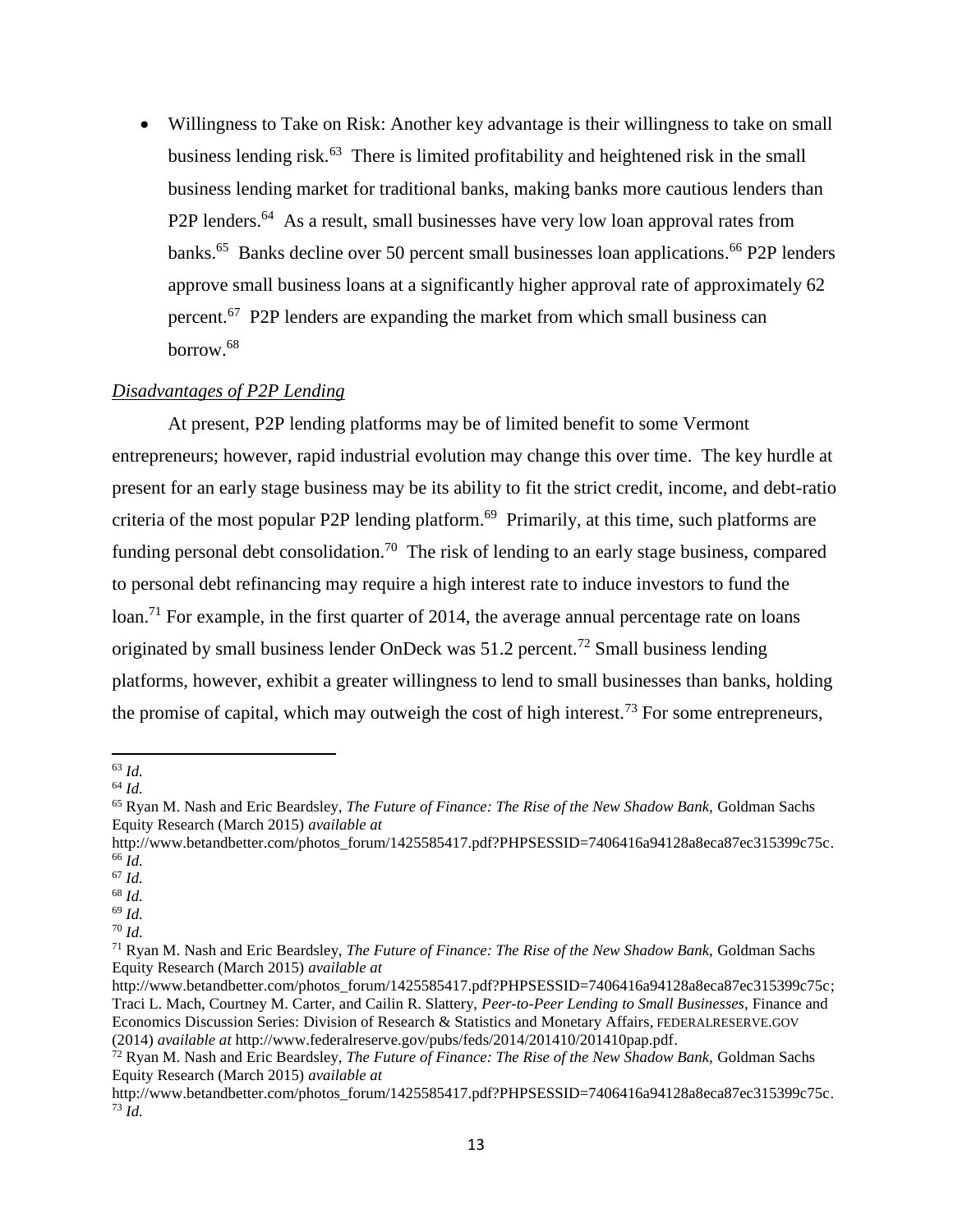- Willingness to Take on Risk: Another key advantage is their willingness to take on small business lending risk.[63] There is limited profitability and heightened risk in the small business lending market for traditional banks, making banks more cautious lenders than P2P lenders.[64] As a result, small businesses have very low loan approval rates from banks.[65] Banks decline over 50 percent small businesses loan applications.[66] P2P lenders approve small business loans at a significantly higher approval rate of approximately 62 percent.[67] P2P lenders are expanding the market from which small business can borrow.[68]

*Disadvantages of P2P Lending*

At present, P2P lending platforms may be of limited benefit to some Vermont entrepreneurs; however, rapid industrial evolution may change this over time. The key hurdle at present for an early stage business may be its ability to fit the strict credit, income, and debt-ratio criteria of the most popular P2P lending platform.[69] Primarily, at this time, such platforms are funding personal debt consolidation.[70] The risk of lending to an early stage business, compared to personal debt refinancing may require a high interest rate to induce investors to fund the loan.[71] For example, in the first quarter of 2014, the average annual percentage rate on loans originated by small business lender OnDeck was 51.2 percent.[72] Small business lending platforms, however, exhibit a greater willingness to lend to small businesses than banks, holding the promise of capital, which may outweigh the cost of high interest.[73] For some entrepreneurs,

---

[63] *Id.*
[64] *Id.*
[65] Ryan M. Nash and Eric Beardsley, *The Future of Finance: The Rise of the New Shadow Bank,* Goldman Sachs Equity Research (March 2015) *available at* http://www.betandbetter.com/photos_forum/1425585417.pdf?PHPSESSID=7406416a94128a8eca87ec315399c75c.
[66] *Id.*
[67] *Id.*
[68] *Id.*
[69] *Id.*
[70] *Id.*
[71] Ryan M. Nash and Eric Beardsley, *The Future of Finance: The Rise of the New Shadow Bank,* Goldman Sachs Equity Research (March 2015) *available at* http://www.betandbetter.com/photos_forum/1425585417.pdf?PHPSESSID=7406416a94128a8eca87ec315399c75c; Traci L. Mach, Courtney M. Carter, and Cailin R. Slattery, *Peer-to-Peer Lending to Small Businesses,* Finance and Economics Discussion Series: Division of Research & Statistics and Monetary Affairs, FEDERALRESERVE.GOV (2014) *available at* http://www.federalreserve.gov/pubs/feds/2014/201410/201410pap.pdf.
[72] Ryan M. Nash and Eric Beardsley, *The Future of Finance: The Rise of the New Shadow Bank,* Goldman Sachs Equity Research (March 2015) *available at* http://www.betandbetter.com/photos_forum/1425585417.pdf?PHPSESSID=7406416a94128a8eca87ec315399c75c.
[73] *Id.*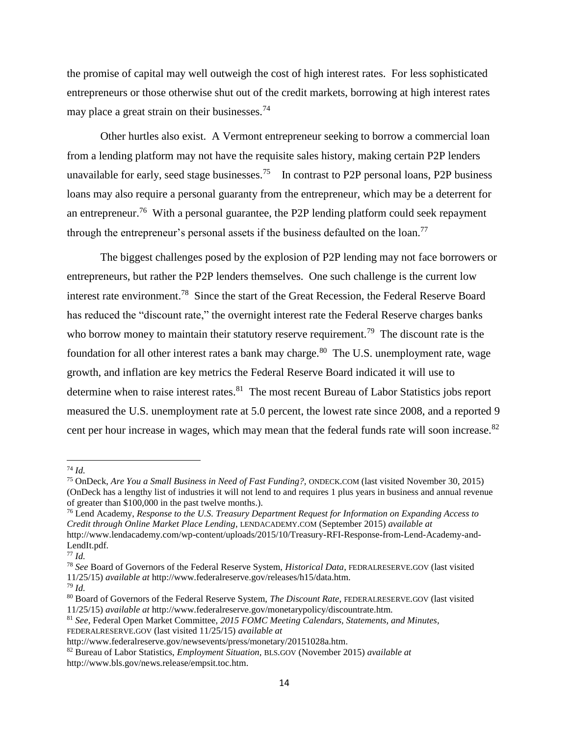the promise of capital may well outweigh the cost of high interest rates. For less sophisticated entrepreneurs or those otherwise shut out of the credit markets, borrowing at high interest rates may place a great strain on their businesses.[74]

Other hurtles also exist. A Vermont entrepreneur seeking to borrow a commercial loan from a lending platform may not have the requisite sales history, making certain P2P lenders unavailable for early, seed stage businesses.[75] In contrast to P2P personal loans, P2P business loans may also require a personal guaranty from the entrepreneur, which may be a deterrent for an entrepreneur.[76] With a personal guarantee, the P2P lending platform could seek repayment through the entrepreneur's personal assets if the business defaulted on the loan.[77]

The biggest challenges posed by the explosion of P2P lending may not face borrowers or entrepreneurs, but rather the P2P lenders themselves. One such challenge is the current low interest rate environment.[78] Since the start of the Great Recession, the Federal Reserve Board has reduced the "discount rate," the overnight interest rate the Federal Reserve charges banks who borrow money to maintain their statutory reserve requirement.[79] The discount rate is the foundation for all other interest rates a bank may charge.[80] The U.S. unemployment rate, wage growth, and inflation are key metrics the Federal Reserve Board indicated it will use to determine when to raise interest rates.[81] The most recent Bureau of Labor Statistics jobs report measured the U.S. unemployment rate at 5.0 percent, the lowest rate since 2008, and a reported 9 cent per hour increase in wages, which may mean that the federal funds rate will soon increase.[82]

---

[74] *Id.*

[75] OnDeck, *Are You a Small Business in Need of Fast Funding?*, ONDECK.COM (last visited November 30, 2015) (OnDeck has a lengthy list of industries it will not lend to and requires 1 plus years in business and annual revenue of greater than $100,000 in the past twelve months.).

[76] Lend Academy, *Response to the U.S. Treasury Department Request for Information on Expanding Access to Credit through Online Market Place Lending*, LENDACADEMY.COM (September 2015) *available at* http://www.lendacademy.com/wp-content/uploads/2015/10/Treasury-RFI-Response-from-Lend-Academy-and-LendIt.pdf.

[77] *Id.*

[78] *See* Board of Governors of the Federal Reserve System, *Historical Data*, FEDRALRESERVE.GOV (last visited 11/25/15) *available at* http://www.federalreserve.gov/releases/h15/data.htm.

[79] *Id.*

[80] Board of Governors of the Federal Reserve System, *The Discount Rate*, FEDERALRESERVE.GOV (last visited 11/25/15) *available at* http://www.federalreserve.gov/monetarypolicy/discountrate.htm.

[81] *See*, Federal Open Market Committee, *2015 FOMC Meeting Calendars, Statements, and Minutes*, FEDERALRESERVE.GOV (last visited 11/25/15) *available at* http://www.federalreserve.gov/newsevents/press/monetary/20151028a.htm.

[82] Bureau of Labor Statistics, *Employment Situation*, BLS.GOV (November 2015) *available at* http://www.bls.gov/news.release/empsit.toc.htm.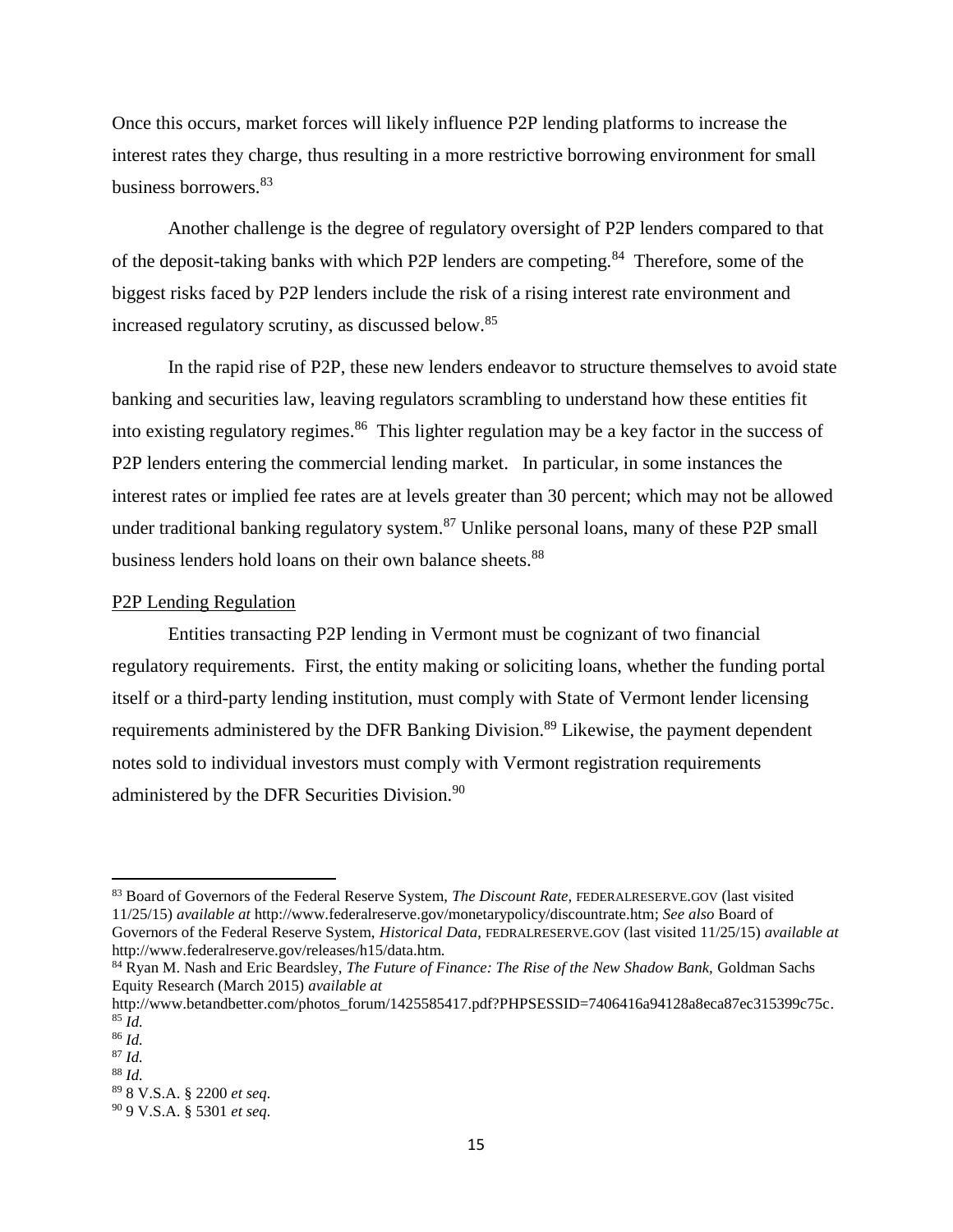Once this occurs, market forces will likely influence P2P lending platforms to increase the interest rates they charge, thus resulting in a more restrictive borrowing environment for small business borrowers.[83]

Another challenge is the degree of regulatory oversight of P2P lenders compared to that of the deposit-taking banks with which P2P lenders are competing.[84] Therefore, some of the biggest risks faced by P2P lenders include the risk of a rising interest rate environment and increased regulatory scrutiny, as discussed below.[85]

In the rapid rise of P2P, these new lenders endeavor to structure themselves to avoid state banking and securities law, leaving regulators scrambling to understand how these entities fit into existing regulatory regimes.[86] This lighter regulation may be a key factor in the success of P2P lenders entering the commercial lending market. In particular, in some instances the interest rates or implied fee rates are at levels greater than 30 percent; which may not be allowed under traditional banking regulatory system.[87] Unlike personal loans, many of these P2P small business lenders hold loans on their own balance sheets.[88]

## P2P Lending Regulation

Entities transacting P2P lending in Vermont must be cognizant of two financial regulatory requirements. First, the entity making or soliciting loans, whether the funding portal itself or a third-party lending institution, must comply with State of Vermont lender licensing requirements administered by the DFR Banking Division.[89] Likewise, the payment dependent notes sold to individual investors must comply with Vermont registration requirements administered by the DFR Securities Division.[90]

---

[83] Board of Governors of the Federal Reserve System, *The Discount Rate,* FEDERALRESERVE.GOV (last visited 11/25/15) *available at* http://www.federalreserve.gov/monetarypolicy/discountrate.htm; *See also* Board of Governors of the Federal Reserve System, *Historical Data*, FEDRALRESERVE.GOV (last visited 11/25/15) *available at* http://www.federalreserve.gov/releases/h15/data.htm.

[84] Ryan M. Nash and Eric Beardsley, *The Future of Finance: The Rise of the New Shadow Bank,* Goldman Sachs Equity Research (March 2015) *available at* http://www.betandbetter.com/photos_forum/1425585417.pdf?PHPSESSID=7406416a94128a8eca87ec315399c75c.

[85] *Id.*

[86] *Id.*

[87] *Id.*

[88] *Id.*

[89] 8 V.S.A. § 2200 *et seq.*

[90] 9 V.S.A. § 5301 *et seq.*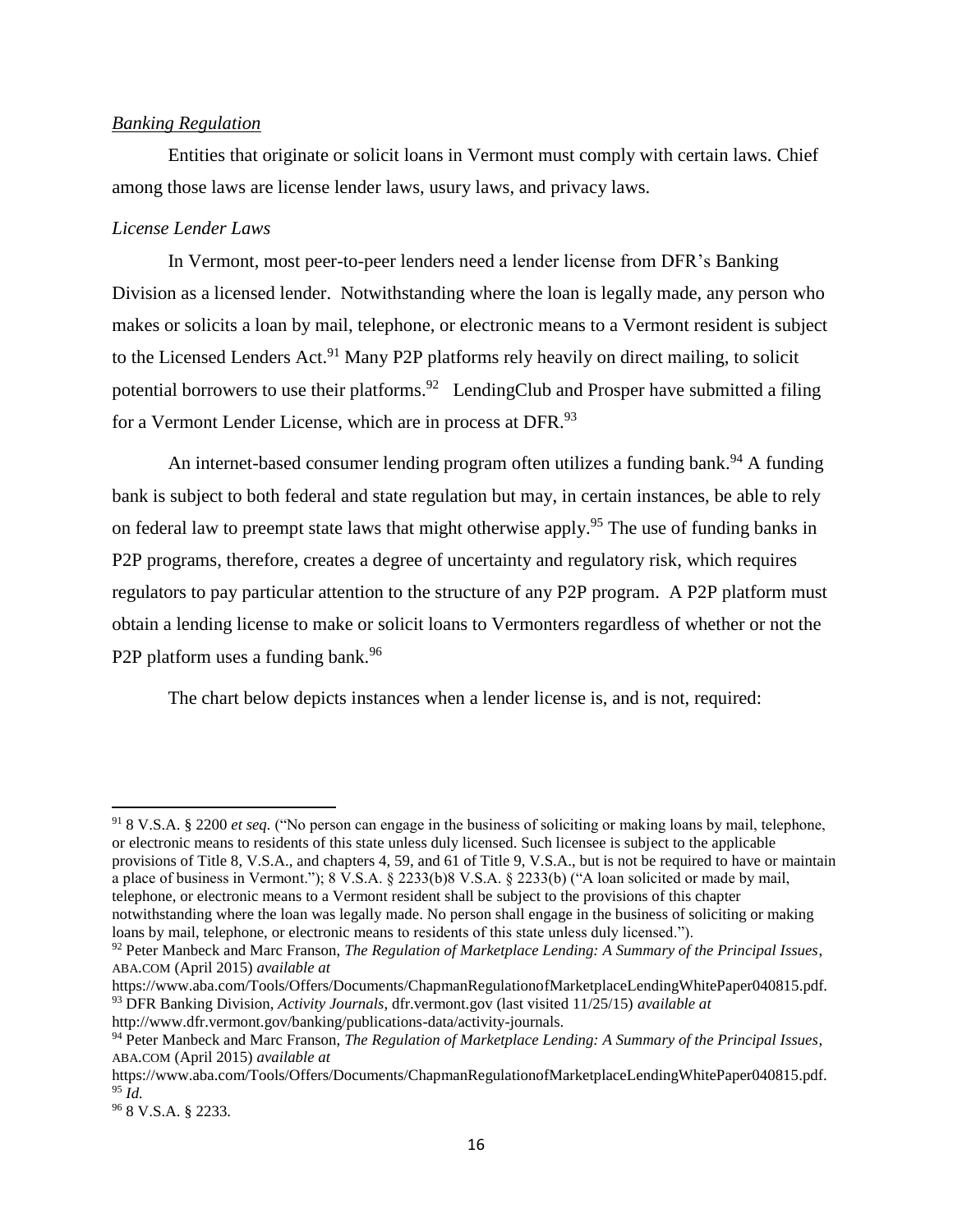*Banking Regulation*

Entities that originate or solicit loans in Vermont must comply with certain laws. Chief among those laws are license lender laws, usury laws, and privacy laws.

*License Lender Laws*

In Vermont, most peer-to-peer lenders need a lender license from DFR's Banking Division as a licensed lender. Notwithstanding where the loan is legally made, any person who makes or solicits a loan by mail, telephone, or electronic means to a Vermont resident is subject to the Licensed Lenders Act.[91] Many P2P platforms rely heavily on direct mailing, to solicit potential borrowers to use their platforms.[92] LendingClub and Prosper have submitted a filing for a Vermont Lender License, which are in process at DFR.[93]

An internet-based consumer lending program often utilizes a funding bank.[94] A funding bank is subject to both federal and state regulation but may, in certain instances, be able to rely on federal law to preempt state laws that might otherwise apply.[95] The use of funding banks in P2P programs, therefore, creates a degree of uncertainty and regulatory risk, which requires regulators to pay particular attention to the structure of any P2P program. A P2P platform must obtain a lending license to make or solicit loans to Vermonters regardless of whether or not the P2P platform uses a funding bank.[96]

The chart below depicts instances when a lender license is, and is not, required:

---

[91] 8 V.S.A. § 2200 *et seq.* ("No person can engage in the business of soliciting or making loans by mail, telephone, or electronic means to residents of this state unless duly licensed. Such licensee is subject to the applicable provisions of Title 8, V.S.A., and chapters 4, 59, and 61 of Title 9, V.S.A., but is not be required to have or maintain a place of business in Vermont."); 8 V.S.A. § 2233(b)8 V.S.A. § 2233(b) ("A loan solicited or made by mail, telephone, or electronic means to a Vermont resident shall be subject to the provisions of this chapter notwithstanding where the loan was legally made. No person shall engage in the business of soliciting or making loans by mail, telephone, or electronic means to residents of this state unless duly licensed.").

[92] Peter Manbeck and Marc Franson, *The Regulation of Marketplace Lending: A Summary of the Principal Issues*, ABA.COM (April 2015) *available at* https://www.aba.com/Tools/Offers/Documents/ChapmanRegulationofMarketplaceLendingWhitePaper040815.pdf.

[93] DFR Banking Division, *Activity Journals*, dfr.vermont.gov (last visited 11/25/15) *available at* http://www.dfr.vermont.gov/banking/publications-data/activity-journals.

[94] Peter Manbeck and Marc Franson, *The Regulation of Marketplace Lending: A Summary of the Principal Issues*, ABA.COM (April 2015) *available at* https://www.aba.com/Tools/Offers/Documents/ChapmanRegulationofMarketplaceLendingWhitePaper040815.pdf.

[95] *Id.*

[96] 8 V.S.A. § 2233.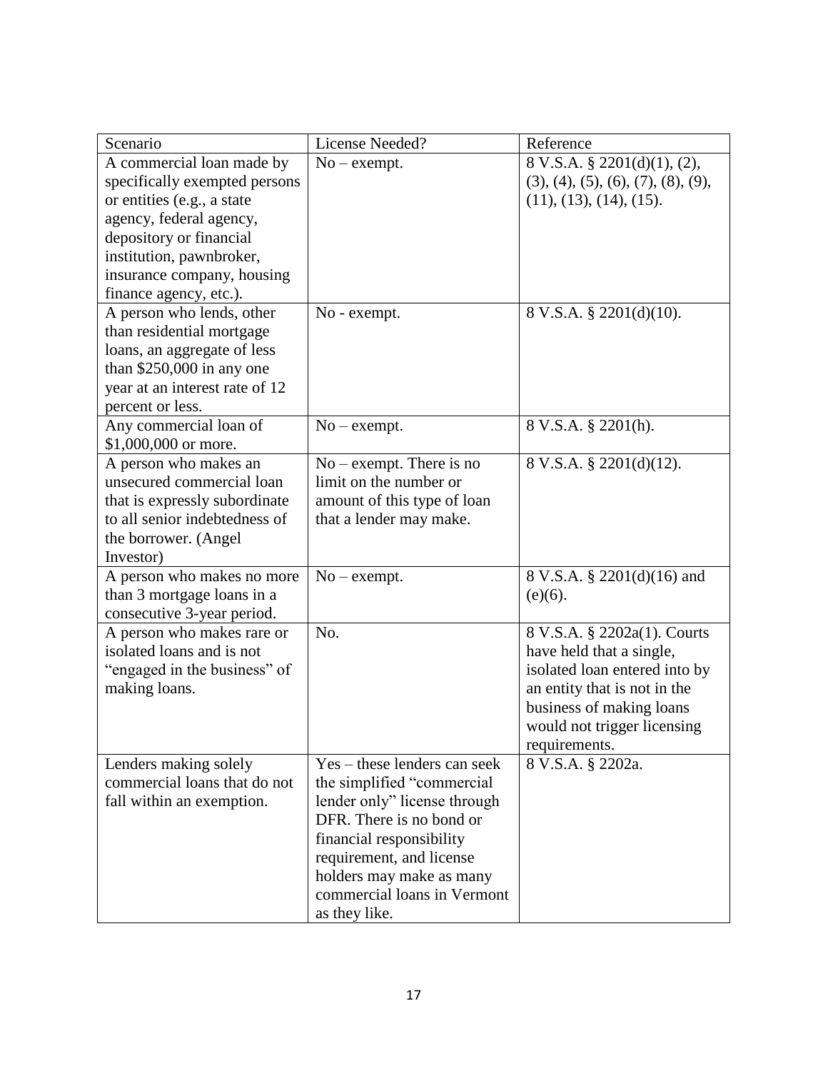| Scenario | License Needed? | Reference |
|---|---|---|
| A commercial loan made by specifically exempted persons or entities (e.g., a state agency, federal agency, depository or financial institution, pawnbroker, insurance company, housing finance agency, etc.). | No – exempt. | 8 V.S.A. § 2201(d)(1), (2), (3), (4), (5), (6), (7), (8), (9), (11), (13), (14), (15). |
| A person who lends, other than residential mortgage loans, an aggregate of less than $250,000 in any one year at an interest rate of 12 percent or less. | No - exempt. | 8 V.S.A. § 2201(d)(10). |
| Any commercial loan of $1,000,000 or more. | No – exempt. | 8 V.S.A. § 2201(h). |
| A person who makes an unsecured commercial loan that is expressly subordinate to all senior indebtedness of the borrower. (Angel Investor) | No – exempt. There is no limit on the number or amount of this type of loan that a lender may make. | 8 V.S.A. § 2201(d)(12). |
| A person who makes no more than 3 mortgage loans in a consecutive 3-year period. | No – exempt. | 8 V.S.A. § 2201(d)(16) and (e)(6). |
| A person who makes rare or isolated loans and is not "engaged in the business" of making loans. | No. | 8 V.S.A. § 2202a(1). Courts have held that a single, isolated loan entered into by an entity that is not in the business of making loans would not trigger licensing requirements. |
| Lenders making solely commercial loans that do not fall within an exemption. | Yes – these lenders can seek the simplified "commercial lender only" license through DFR. There is no bond or financial responsibility requirement, and license holders may make as many commercial loans in Vermont as they like. | 8 V.S.A. § 2202a. |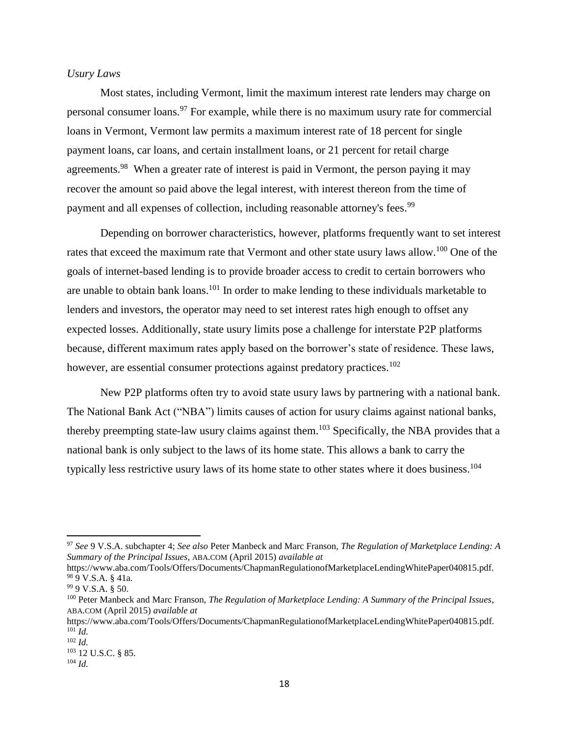*Usury Laws*

Most states, including Vermont, limit the maximum interest rate lenders may charge on personal consumer loans.[97] For example, while there is no maximum usury rate for commercial loans in Vermont, Vermont law permits a maximum interest rate of 18 percent for single payment loans, car loans, and certain installment loans, or 21 percent for retail charge agreements.[98] When a greater rate of interest is paid in Vermont, the person paying it may recover the amount so paid above the legal interest, with interest thereon from the time of payment and all expenses of collection, including reasonable attorney's fees.[99]

Depending on borrower characteristics, however, platforms frequently want to set interest rates that exceed the maximum rate that Vermont and other state usury laws allow.[100] One of the goals of internet-based lending is to provide broader access to credit to certain borrowers who are unable to obtain bank loans.[101] In order to make lending to these individuals marketable to lenders and investors, the operator may need to set interest rates high enough to offset any expected losses. Additionally, state usury limits pose a challenge for interstate P2P platforms because, different maximum rates apply based on the borrower's state of residence. These laws, however, are essential consumer protections against predatory practices.[102]

New P2P platforms often try to avoid state usury laws by partnering with a national bank. The National Bank Act ("NBA") limits causes of action for usury claims against national banks, thereby preempting state-law usury claims against them.[103] Specifically, the NBA provides that a national bank is only subject to the laws of its home state. This allows a bank to carry the typically less restrictive usury laws of its home state to other states where it does business.[104]

---

[97] *See* 9 V.S.A. subchapter 4; *See also* Peter Manbeck and Marc Franson, *The Regulation of Marketplace Lending: A Summary of the Principal Issues*, ABA.COM (April 2015) *available at* https://www.aba.com/Tools/Offers/Documents/ChapmanRegulationofMarketplaceLendingWhitePaper040815.pdf.

[98] 9 V.S.A. § 41a.

[99] 9 V.S.A. § 50.

[100] Peter Manbeck and Marc Franson, *The Regulation of Marketplace Lending: A Summary of the Principal Issues*, ABA.COM (April 2015) *available at* https://www.aba.com/Tools/Offers/Documents/ChapmanRegulationofMarketplaceLendingWhitePaper040815.pdf.

[101] *Id.*

[102] *Id.*

[103] 12 U.S.C. § 85.

[104] *Id.*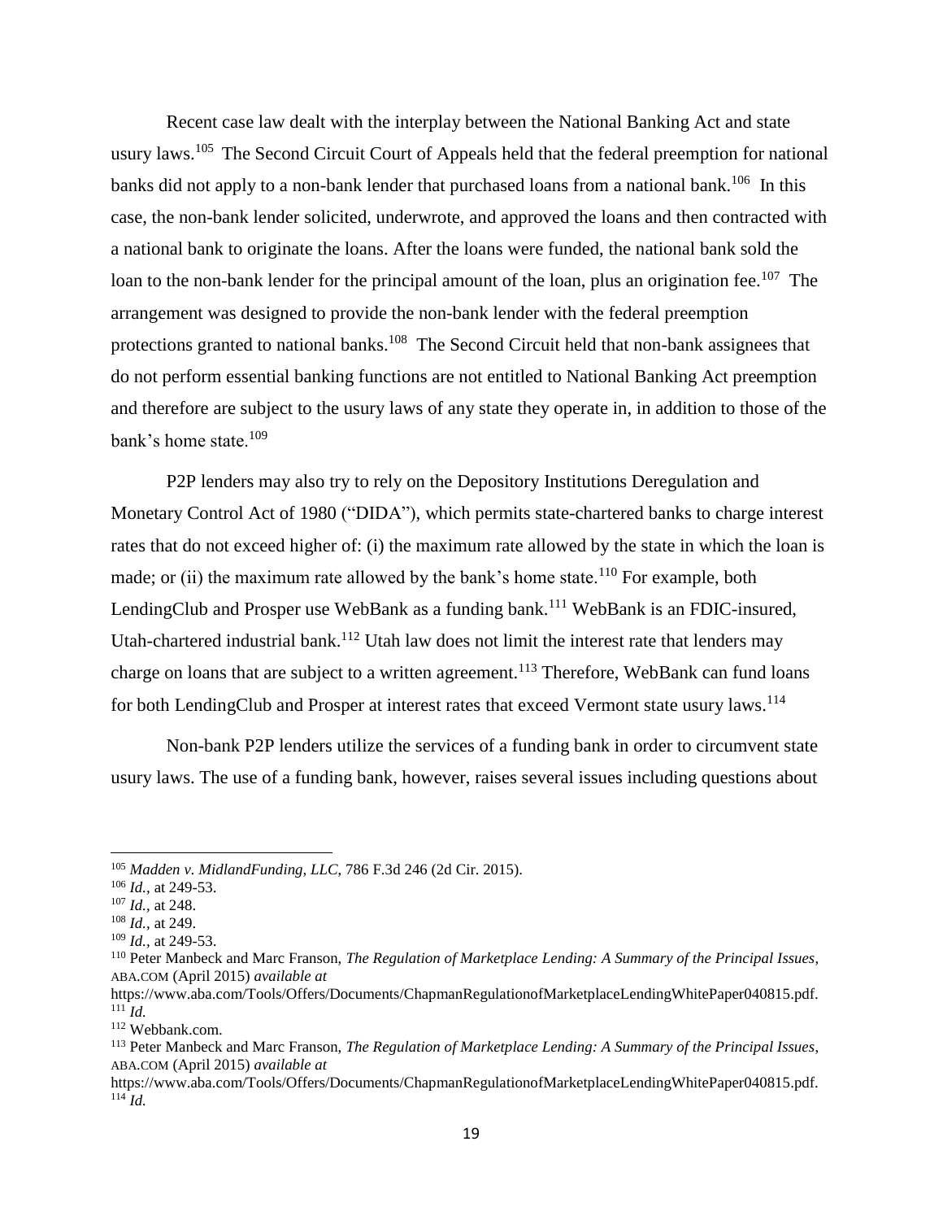Recent case law dealt with the interplay between the National Banking Act and state usury laws.[105] The Second Circuit Court of Appeals held that the federal preemption for national banks did not apply to a non-bank lender that purchased loans from a national bank.[106] In this case, the non-bank lender solicited, underwrote, and approved the loans and then contracted with a national bank to originate the loans. After the loans were funded, the national bank sold the loan to the non-bank lender for the principal amount of the loan, plus an origination fee.[107] The arrangement was designed to provide the non-bank lender with the federal preemption protections granted to national banks.[108] The Second Circuit held that non-bank assignees that do not perform essential banking functions are not entitled to National Banking Act preemption and therefore are subject to the usury laws of any state they operate in, in addition to those of the bank's home state.[109]

P2P lenders may also try to rely on the Depository Institutions Deregulation and Monetary Control Act of 1980 ("DIDA"), which permits state-chartered banks to charge interest rates that do not exceed higher of: (i) the maximum rate allowed by the state in which the loan is made; or (ii) the maximum rate allowed by the bank's home state.[110] For example, both LendingClub and Prosper use WebBank as a funding bank.[111] WebBank is an FDIC-insured, Utah-chartered industrial bank.[112] Utah law does not limit the interest rate that lenders may charge on loans that are subject to a written agreement.[113] Therefore, WebBank can fund loans for both LendingClub and Prosper at interest rates that exceed Vermont state usury laws.[114]

Non-bank P2P lenders utilize the services of a funding bank in order to circumvent state usury laws. The use of a funding bank, however, raises several issues including questions about

---

[105] *Madden v. MidlandFunding, LLC*, 786 F.3d 246 (2d Cir. 2015).
[106] *Id.,* at 249-53.
[107] *Id.,* at 248.
[108] *Id.,* at 249.
[109] *Id.,* at 249-53.
[110] Peter Manbeck and Marc Franson, *The Regulation of Marketplace Lending: A Summary of the Principal Issues*, ABA.COM (April 2015) *available at* https://www.aba.com/Tools/Offers/Documents/ChapmanRegulationofMarketplaceLendingWhitePaper040815.pdf.
[111] *Id.*
[112] Webbank.com.
[113] Peter Manbeck and Marc Franson, *The Regulation of Marketplace Lending: A Summary of the Principal Issues*, ABA.COM (April 2015) *available at* https://www.aba.com/Tools/Offers/Documents/ChapmanRegulationofMarketplaceLendingWhitePaper040815.pdf.
[114] *Id.*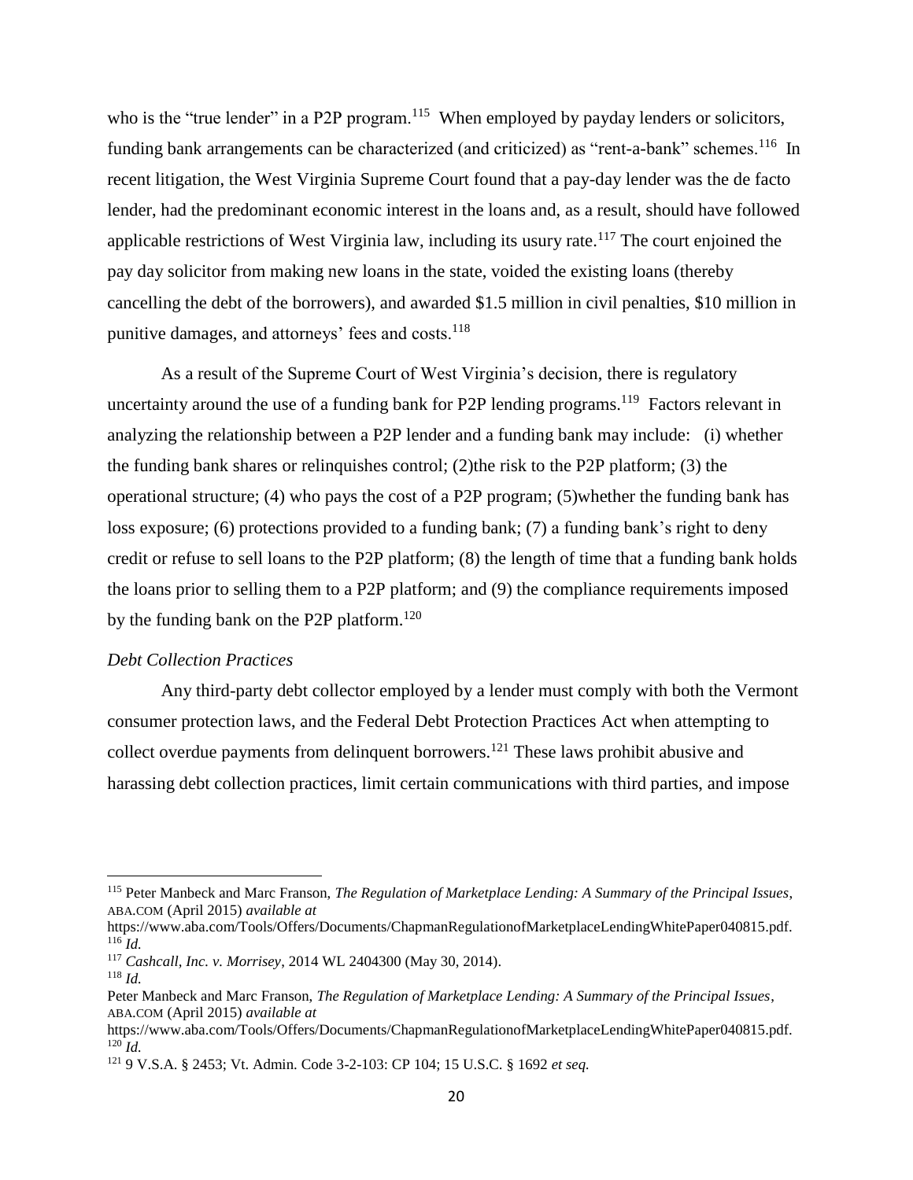who is the "true lender" in a P2P program.[115] When employed by payday lenders or solicitors, funding bank arrangements can be characterized (and criticized) as "rent-a-bank" schemes.[116] In recent litigation, the West Virginia Supreme Court found that a pay-day lender was the de facto lender, had the predominant economic interest in the loans and, as a result, should have followed applicable restrictions of West Virginia law, including its usury rate.[117] The court enjoined the pay day solicitor from making new loans in the state, voided the existing loans (thereby cancelling the debt of the borrowers), and awarded \$1.5 million in civil penalties, \$10 million in punitive damages, and attorneys' fees and costs.[118]

As a result of the Supreme Court of West Virginia's decision, there is regulatory uncertainty around the use of a funding bank for P2P lending programs.[119] Factors relevant in analyzing the relationship between a P2P lender and a funding bank may include: (i) whether the funding bank shares or relinquishes control; (2)the risk to the P2P platform; (3) the operational structure; (4) who pays the cost of a P2P program; (5)whether the funding bank has loss exposure; (6) protections provided to a funding bank; (7) a funding bank's right to deny credit or refuse to sell loans to the P2P platform; (8) the length of time that a funding bank holds the loans prior to selling them to a P2P platform; and (9) the compliance requirements imposed by the funding bank on the P2P platform.[120]

*Debt Collection Practices*

Any third-party debt collector employed by a lender must comply with both the Vermont consumer protection laws, and the Federal Debt Protection Practices Act when attempting to collect overdue payments from delinquent borrowers.[121] These laws prohibit abusive and harassing debt collection practices, limit certain communications with third parties, and impose

---

[115] Peter Manbeck and Marc Franson, *The Regulation of Marketplace Lending: A Summary of the Principal Issues*, ABA.COM (April 2015) *available at* https://www.aba.com/Tools/Offers/Documents/ChapmanRegulationofMarketplaceLendingWhitePaper040815.pdf.

[116] *Id.*

[117] *Cashcall, Inc. v. Morrisey*, 2014 WL 2404300 (May 30, 2014).

[118] *Id.*

Peter Manbeck and Marc Franson, *The Regulation of Marketplace Lending: A Summary of the Principal Issues*, ABA.COM (April 2015) *available at* https://www.aba.com/Tools/Offers/Documents/ChapmanRegulationofMarketplaceLendingWhitePaper040815.pdf.

[120] *Id.*

[121] 9 V.S.A. § 2453; Vt. Admin. Code 3-2-103: CP 104; 15 U.S.C. § 1692 *et seq.*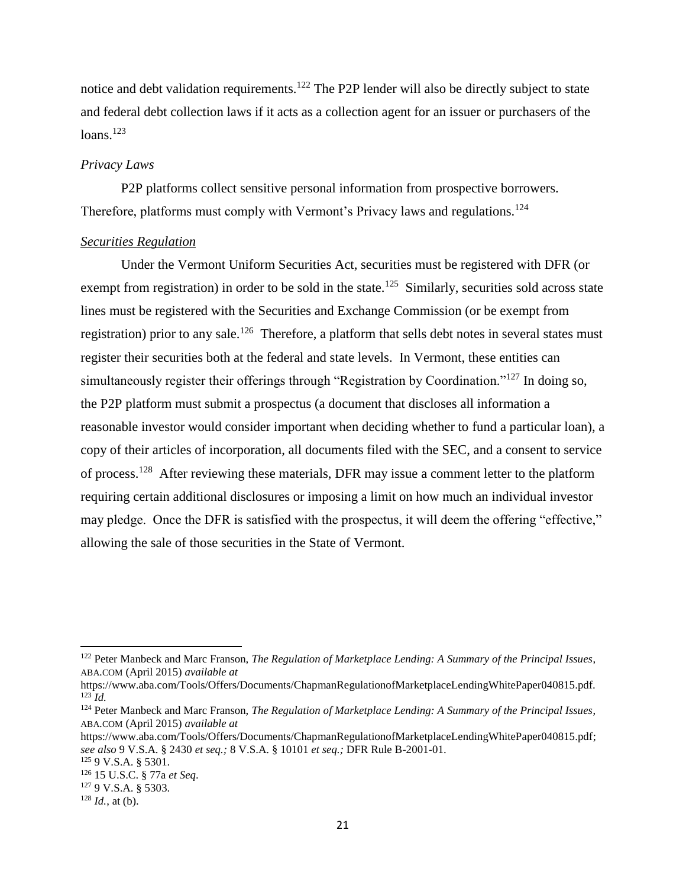notice and debt validation requirements.[122] The P2P lender will also be directly subject to state and federal debt collection laws if it acts as a collection agent for an issuer or purchasers of the loans.[123]

*Privacy Laws*

P2P platforms collect sensitive personal information from prospective borrowers. Therefore, platforms must comply with Vermont's Privacy laws and regulations.[124]

*Securities Regulation*

Under the Vermont Uniform Securities Act, securities must be registered with DFR (or exempt from registration) in order to be sold in the state.[125] Similarly, securities sold across state lines must be registered with the Securities and Exchange Commission (or be exempt from registration) prior to any sale.[126] Therefore, a platform that sells debt notes in several states must register their securities both at the federal and state levels. In Vermont, these entities can simultaneously register their offerings through "Registration by Coordination."[127] In doing so, the P2P platform must submit a prospectus (a document that discloses all information a reasonable investor would consider important when deciding whether to fund a particular loan), a copy of their articles of incorporation, all documents filed with the SEC, and a consent to service of process.[128] After reviewing these materials, DFR may issue a comment letter to the platform requiring certain additional disclosures or imposing a limit on how much an individual investor may pledge. Once the DFR is satisfied with the prospectus, it will deem the offering "effective," allowing the sale of those securities in the State of Vermont.

---

[122] Peter Manbeck and Marc Franson, *The Regulation of Marketplace Lending: A Summary of the Principal Issues*, ABA.COM (April 2015) *available at* https://www.aba.com/Tools/Offers/Documents/ChapmanRegulationofMarketplaceLendingWhitePaper040815.pdf.

[123] *Id.*

[124] Peter Manbeck and Marc Franson, *The Regulation of Marketplace Lending: A Summary of the Principal Issues*, ABA.COM (April 2015) *available at* https://www.aba.com/Tools/Offers/Documents/ChapmanRegulationofMarketplaceLendingWhitePaper040815.pdf; *see also* 9 V.S.A. § 2430 *et seq.;* 8 V.S.A. § 10101 *et seq.;* DFR Rule B-2001-01.

[125] 9 V.S.A. § 5301.

[126] 15 U.S.C. § 77a *et Seq*.

[127] 9 V.S.A. § 5303.

[128] *Id.*, at (b).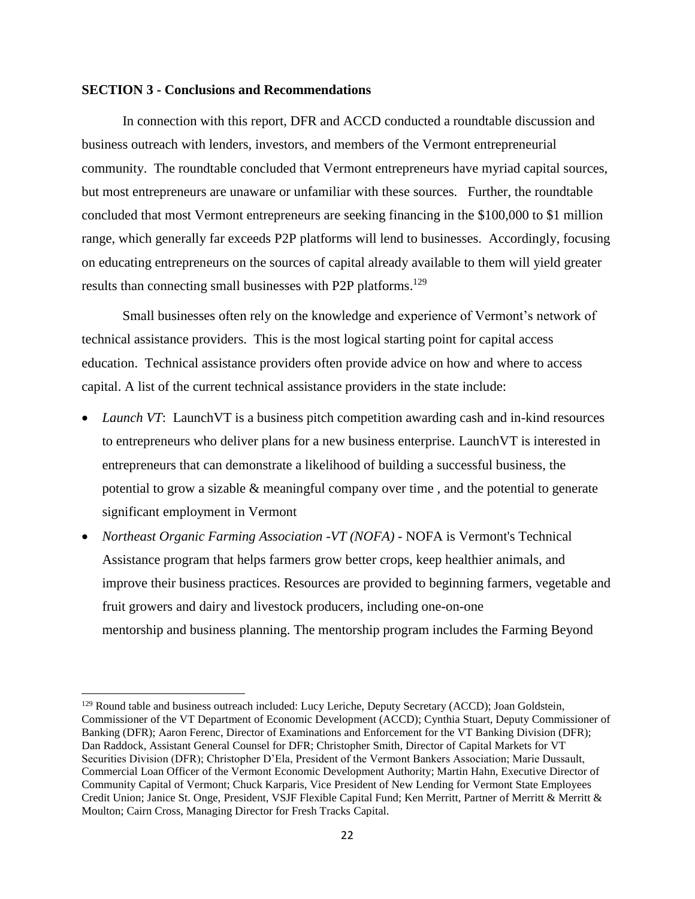**SECTION 3 - Conclusions and Recommendations**

In connection with this report, DFR and ACCD conducted a roundtable discussion and business outreach with lenders, investors, and members of the Vermont entrepreneurial community. The roundtable concluded that Vermont entrepreneurs have myriad capital sources, but most entrepreneurs are unaware or unfamiliar with these sources. Further, the roundtable concluded that most Vermont entrepreneurs are seeking financing in the $100,000 to $1 million range, which generally far exceeds P2P platforms will lend to businesses. Accordingly, focusing on educating entrepreneurs on the sources of capital already available to them will yield greater results than connecting small businesses with P2P platforms.[129]

Small businesses often rely on the knowledge and experience of Vermont's network of technical assistance providers. This is the most logical starting point for capital access education. Technical assistance providers often provide advice on how and where to access capital. A list of the current technical assistance providers in the state include:

- *Launch VT*: LaunchVT is a business pitch competition awarding cash and in-kind resources to entrepreneurs who deliver plans for a new business enterprise. LaunchVT is interested in entrepreneurs that can demonstrate a likelihood of building a successful business, the potential to grow a sizable & meaningful company over time , and the potential to generate significant employment in Vermont
- *Northeast Organic Farming Association -VT (NOFA)* - NOFA is Vermont's Technical Assistance program that helps farmers grow better crops, keep healthier animals, and improve their business practices. Resources are provided to beginning farmers, vegetable and fruit growers and dairy and livestock producers, including one-on-one mentorship and business planning. The mentorship program includes the Farming Beyond

[129] Round table and business outreach included: Lucy Leriche, Deputy Secretary (ACCD); Joan Goldstein, Commissioner of the VT Department of Economic Development (ACCD); Cynthia Stuart, Deputy Commissioner of Banking (DFR); Aaron Ferenc, Director of Examinations and Enforcement for the VT Banking Division (DFR); Dan Raddock, Assistant General Counsel for DFR; Christopher Smith, Director of Capital Markets for VT Securities Division (DFR); Christopher D'Ela, President of the Vermont Bankers Association; Marie Dussault, Commercial Loan Officer of the Vermont Economic Development Authority; Martin Hahn, Executive Director of Community Capital of Vermont; Chuck Karparis, Vice President of New Lending for Vermont State Employees Credit Union; Janice St. Onge, President, VSJF Flexible Capital Fund; Ken Merritt, Partner of Merritt & Merritt & Moulton; Cairn Cross, Managing Director for Fresh Tracks Capital.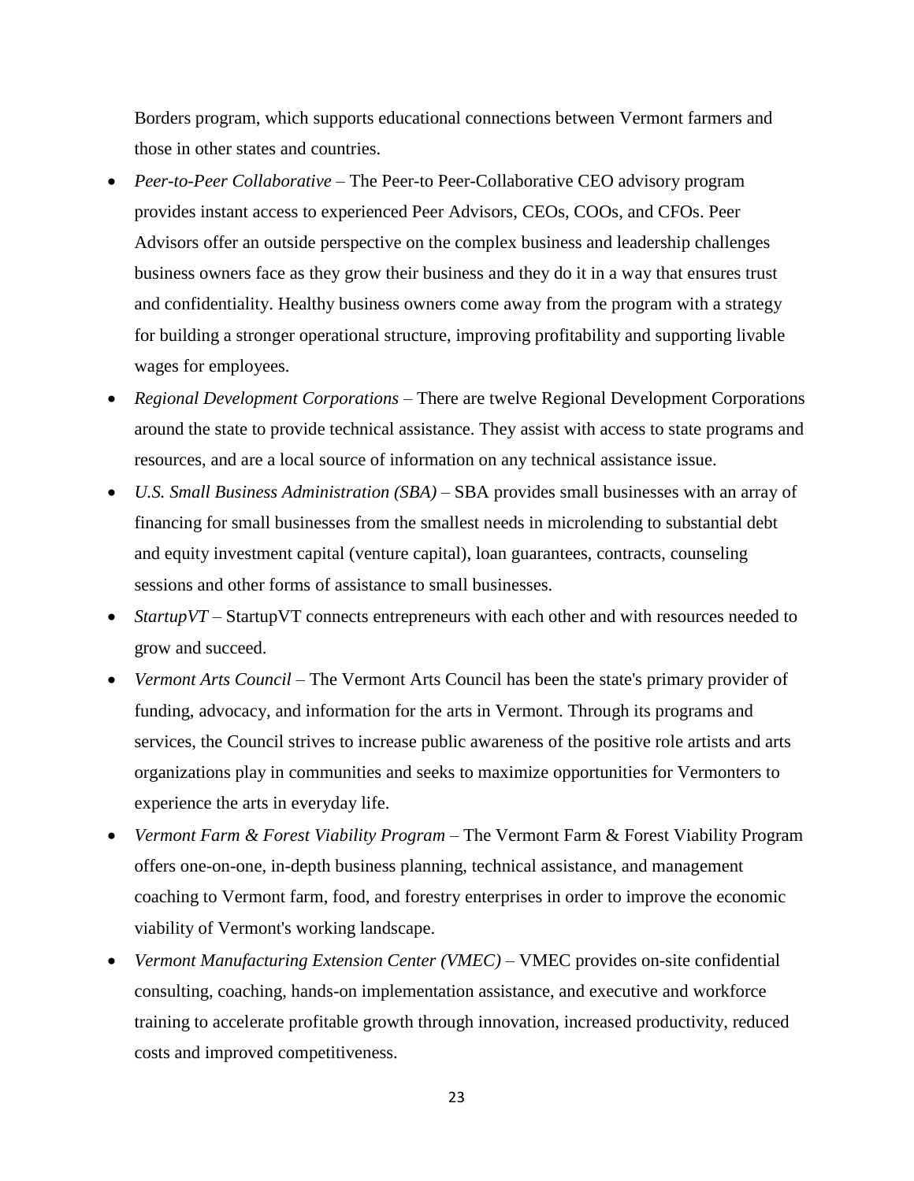Borders program, which supports educational connections between Vermont farmers and those in other states and countries.

- *Peer-to-Peer Collaborative* – The Peer-to Peer-Collaborative CEO advisory program provides instant access to experienced Peer Advisors, CEOs, COOs, and CFOs. Peer Advisors offer an outside perspective on the complex business and leadership challenges business owners face as they grow their business and they do it in a way that ensures trust and confidentiality. Healthy business owners come away from the program with a strategy for building a stronger operational structure, improving profitability and supporting livable wages for employees.
- *Regional Development Corporations* – There are twelve Regional Development Corporations around the state to provide technical assistance. They assist with access to state programs and resources, and are a local source of information on any technical assistance issue.
- *U.S. Small Business Administration (SBA)* – SBA provides small businesses with an array of financing for small businesses from the smallest needs in microlending to substantial debt and equity investment capital (venture capital), loan guarantees, contracts, counseling sessions and other forms of assistance to small businesses.
- *StartupVT* – StartupVT connects entrepreneurs with each other and with resources needed to grow and succeed.
- *Vermont Arts Council* – The Vermont Arts Council has been the state's primary provider of funding, advocacy, and information for the arts in Vermont. Through its programs and services, the Council strives to increase public awareness of the positive role artists and arts organizations play in communities and seeks to maximize opportunities for Vermonters to experience the arts in everyday life.
- *Vermont Farm & Forest Viability Program* – The Vermont Farm & Forest Viability Program offers one-on-one, in-depth business planning, technical assistance, and management coaching to Vermont farm, food, and forestry enterprises in order to improve the economic viability of Vermont's working landscape.
- *Vermont Manufacturing Extension Center (VMEC)* – VMEC provides on-site confidential consulting, coaching, hands-on implementation assistance, and executive and workforce training to accelerate profitable growth through innovation, increased productivity, reduced costs and improved competitiveness.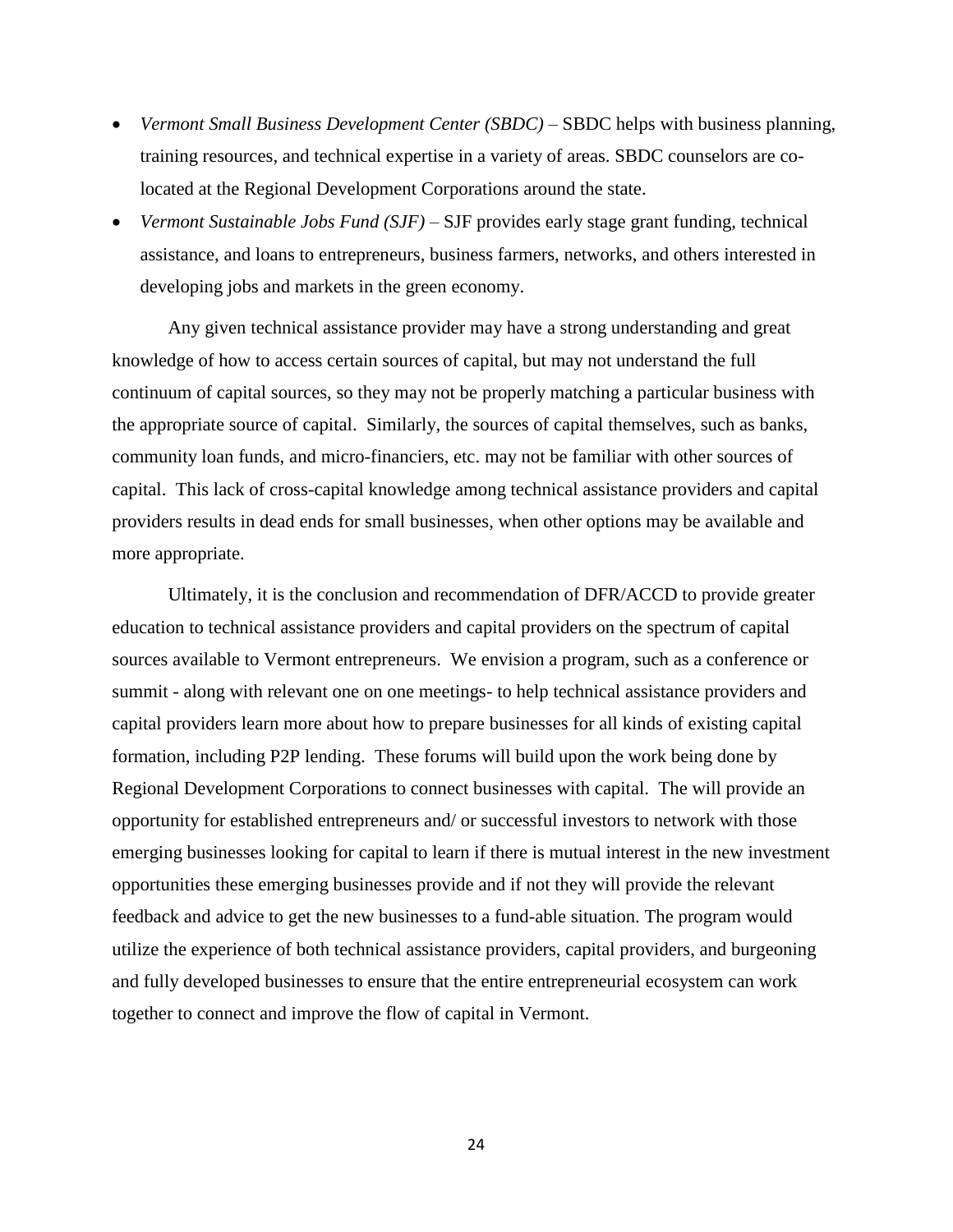- *Vermont Small Business Development Center (SBDC)* – SBDC helps with business planning, training resources, and technical expertise in a variety of areas. SBDC counselors are co-located at the Regional Development Corporations around the state.
- *Vermont Sustainable Jobs Fund (SJF)* – SJF provides early stage grant funding, technical assistance, and loans to entrepreneurs, business farmers, networks, and others interested in developing jobs and markets in the green economy.

Any given technical assistance provider may have a strong understanding and great knowledge of how to access certain sources of capital, but may not understand the full continuum of capital sources, so they may not be properly matching a particular business with the appropriate source of capital. Similarly, the sources of capital themselves, such as banks, community loan funds, and micro-financiers, etc. may not be familiar with other sources of capital. This lack of cross-capital knowledge among technical assistance providers and capital providers results in dead ends for small businesses, when other options may be available and more appropriate.

Ultimately, it is the conclusion and recommendation of DFR/ACCD to provide greater education to technical assistance providers and capital providers on the spectrum of capital sources available to Vermont entrepreneurs. We envision a program, such as a conference or summit - along with relevant one on one meetings- to help technical assistance providers and capital providers learn more about how to prepare businesses for all kinds of existing capital formation, including P2P lending. These forums will build upon the work being done by Regional Development Corporations to connect businesses with capital. The will provide an opportunity for established entrepreneurs and/ or successful investors to network with those emerging businesses looking for capital to learn if there is mutual interest in the new investment opportunities these emerging businesses provide and if not they will provide the relevant feedback and advice to get the new businesses to a fund-able situation. The program would utilize the experience of both technical assistance providers, capital providers, and burgeoning and fully developed businesses to ensure that the entire entrepreneurial ecosystem can work together to connect and improve the flow of capital in Vermont.